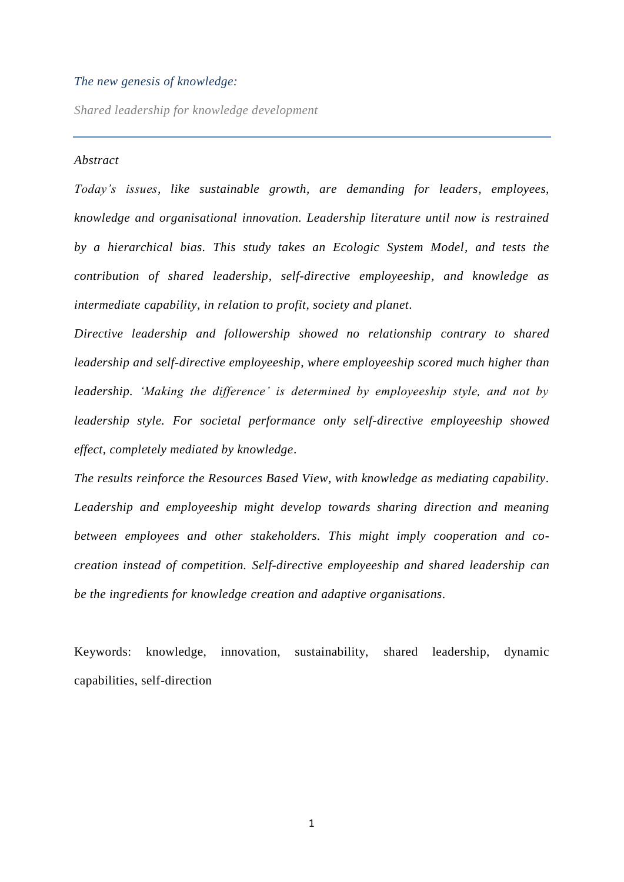# *The new genesis of knowledge:*

*Shared leadership for knowledge development*

---

## *Abstract*

*Today's issues, like sustainable growth, are demanding for leaders, employees, knowledge and organisational innovation. Leadership literature until now is restrained by a hierarchical bias. This study takes an Ecologic System Model, and tests the contribution of shared leadership, self-directive employeeship, and knowledge as intermediate capability, in relation to profit, society and planet.*

*Directive leadership and followership showed no relationship contrary to shared leadership and self-directive employeeship, where employeeship scored much higher than leadership. 'Making the difference' is determined by employeeship style, and not by leadership style. For societal performance only self-directive employeeship showed effect, completely mediated by knowledge.*

*The results reinforce the Resources Based View, with knowledge as mediating capability. Leadership and employeeship might develop towards sharing direction and meaning between employees and other stakeholders. This might imply cooperation and co-creation instead of competition. Self-directive employeeship and shared leadership can be the ingredients for knowledge creation and adaptive organisations.*

Keywords: knowledge, innovation, sustainability, shared leadership, dynamic capabilities, self-direction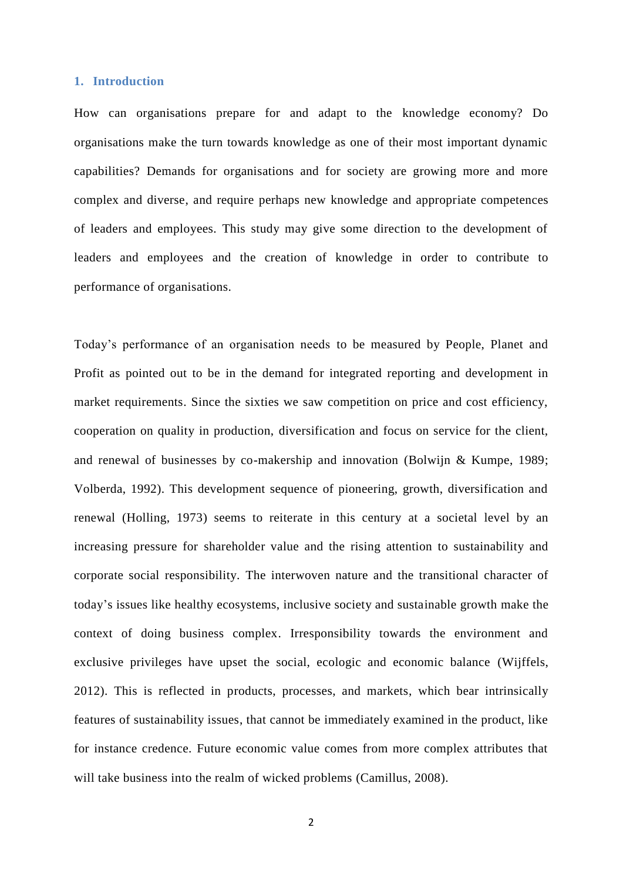## 1. Introduction

How can organisations prepare for and adapt to the knowledge economy? Do organisations make the turn towards knowledge as one of their most important dynamic capabilities? Demands for organisations and for society are growing more and more complex and diverse, and require perhaps new knowledge and appropriate competences of leaders and employees. This study may give some direction to the development of leaders and employees and the creation of knowledge in order to contribute to performance of organisations.

Today's performance of an organisation needs to be measured by People, Planet and Profit as pointed out to be in the demand for integrated reporting and development in market requirements. Since the sixties we saw competition on price and cost efficiency, cooperation on quality in production, diversification and focus on service for the client, and renewal of businesses by co-makership and innovation (Bolwijn & Kumpe, 1989; Volberda, 1992). This development sequence of pioneering, growth, diversification and renewal (Holling, 1973) seems to reiterate in this century at a societal level by an increasing pressure for shareholder value and the rising attention to sustainability and corporate social responsibility. The interwoven nature and the transitional character of today's issues like healthy ecosystems, inclusive society and sustainable growth make the context of doing business complex. Irresponsibility towards the environment and exclusive privileges have upset the social, ecologic and economic balance (Wijffels, 2012). This is reflected in products, processes, and markets, which bear intrinsically features of sustainability issues, that cannot be immediately examined in the product, like for instance credence. Future economic value comes from more complex attributes that will take business into the realm of wicked problems (Camillus, 2008).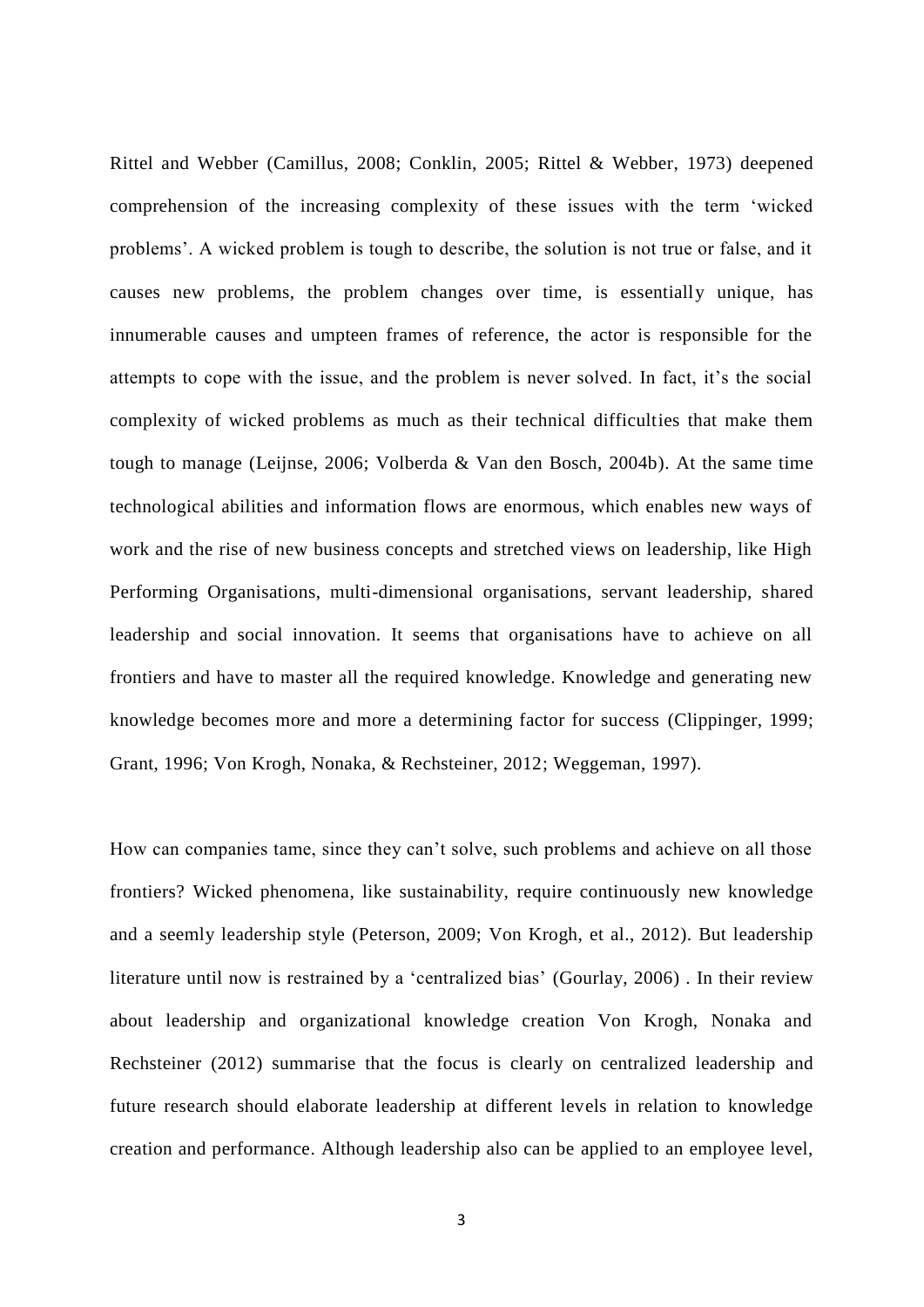Rittel and Webber (Camillus, 2008; Conklin, 2005; Rittel & Webber, 1973) deepened comprehension of the increasing complexity of these issues with the term 'wicked problems'. A wicked problem is tough to describe, the solution is not true or false, and it causes new problems, the problem changes over time, is essentially unique, has innumerable causes and umpteen frames of reference, the actor is responsible for the attempts to cope with the issue, and the problem is never solved. In fact, it's the social complexity of wicked problems as much as their technical difficulties that make them tough to manage (Leijnse, 2006; Volberda & Van den Bosch, 2004b). At the same time technological abilities and information flows are enormous, which enables new ways of work and the rise of new business concepts and stretched views on leadership, like High Performing Organisations, multi-dimensional organisations, servant leadership, shared leadership and social innovation. It seems that organisations have to achieve on all frontiers and have to master all the required knowledge. Knowledge and generating new knowledge becomes more and more a determining factor for success (Clippinger, 1999; Grant, 1996; Von Krogh, Nonaka, & Rechsteiner, 2012; Weggeman, 1997).

How can companies tame, since they can't solve, such problems and achieve on all those frontiers? Wicked phenomena, like sustainability, require continuously new knowledge and a seemly leadership style (Peterson, 2009; Von Krogh, et al., 2012). But leadership literature until now is restrained by a 'centralized bias' (Gourlay, 2006) . In their review about leadership and organizational knowledge creation Von Krogh, Nonaka and Rechsteiner (2012) summarise that the focus is clearly on centralized leadership and future research should elaborate leadership at different levels in relation to knowledge creation and performance. Although leadership also can be applied to an employee level,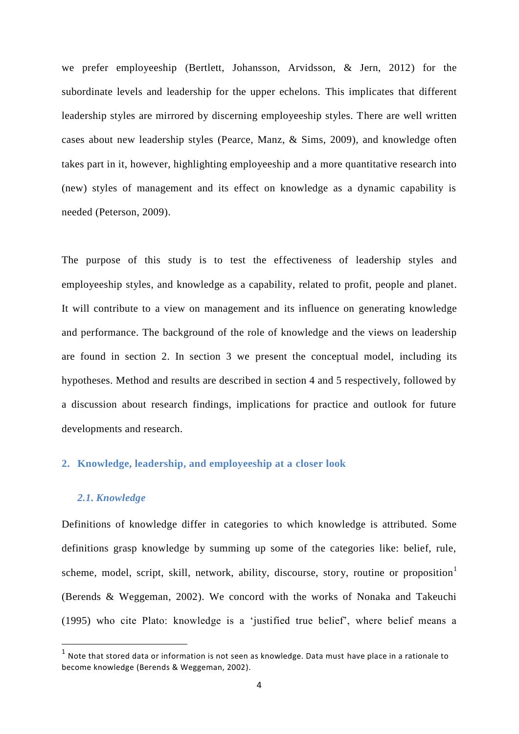we prefer employeeship (Bertlett, Johansson, Arvidsson, & Jern, 2012) for the subordinate levels and leadership for the upper echelons. This implicates that different leadership styles are mirrored by discerning employeeship styles. There are well written cases about new leadership styles (Pearce, Manz, & Sims, 2009), and knowledge often takes part in it, however, highlighting employeeship and a more quantitative research into (new) styles of management and its effect on knowledge as a dynamic capability is needed (Peterson, 2009).

The purpose of this study is to test the effectiveness of leadership styles and employeeship styles, and knowledge as a capability, related to profit, people and planet. It will contribute to a view on management and its influence on generating knowledge and performance. The background of the role of knowledge and the views on leadership are found in section 2. In section 3 we present the conceptual model, including its hypotheses. Method and results are described in section 4 and 5 respectively, followed by a discussion about research findings, implications for practice and outlook for future developments and research.

## 2. Knowledge, leadership, and employeeship at a closer look

### *2.1. Knowledge*

Definitions of knowledge differ in categories to which knowledge is attributed. Some definitions grasp knowledge by summing up some of the categories like: belief, rule, scheme, model, script, skill, network, ability, discourse, story, routine or proposition[1] (Berends & Weggeman, 2002). We concord with the works of Nonaka and Takeuchi (1995) who cite Plato: knowledge is a 'justified true belief', where belief means a

[1] Note that stored data or information is not seen as knowledge. Data must have place in a rationale to become knowledge (Berends & Weggeman, 2002).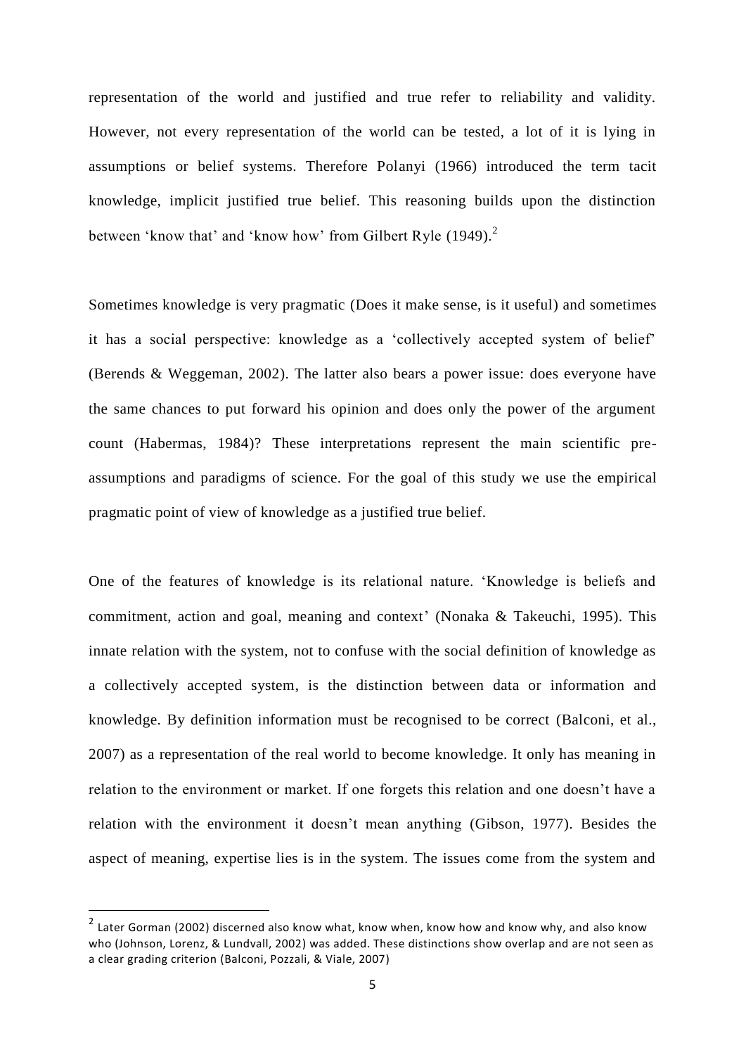representation of the world and justified and true refer to reliability and validity. However, not every representation of the world can be tested, a lot of it is lying in assumptions or belief systems. Therefore Polanyi (1966) introduced the term tacit knowledge, implicit justified true belief. This reasoning builds upon the distinction between 'know that' and 'know how' from Gilbert Ryle (1949).[2]

Sometimes knowledge is very pragmatic (Does it make sense, is it useful) and sometimes it has a social perspective: knowledge as a 'collectively accepted system of belief' (Berends & Weggeman, 2002). The latter also bears a power issue: does everyone have the same chances to put forward his opinion and does only the power of the argument count (Habermas, 1984)? These interpretations represent the main scientific pre-assumptions and paradigms of science. For the goal of this study we use the empirical pragmatic point of view of knowledge as a justified true belief.

One of the features of knowledge is its relational nature. 'Knowledge is beliefs and commitment, action and goal, meaning and context' (Nonaka & Takeuchi, 1995). This innate relation with the system, not to confuse with the social definition of knowledge as a collectively accepted system, is the distinction between data or information and knowledge. By definition information must be recognised to be correct (Balconi, et al., 2007) as a representation of the real world to become knowledge. It only has meaning in relation to the environment or market. If one forgets this relation and one doesn't have a relation with the environment it doesn't mean anything (Gibson, 1977). Besides the aspect of meaning, expertise lies is in the system. The issues come from the system and

[2] Later Gorman (2002) discerned also know what, know when, know how and know why, and also know who (Johnson, Lorenz, & Lundvall, 2002) was added. These distinctions show overlap and are not seen as a clear grading criterion (Balconi, Pozzali, & Viale, 2007)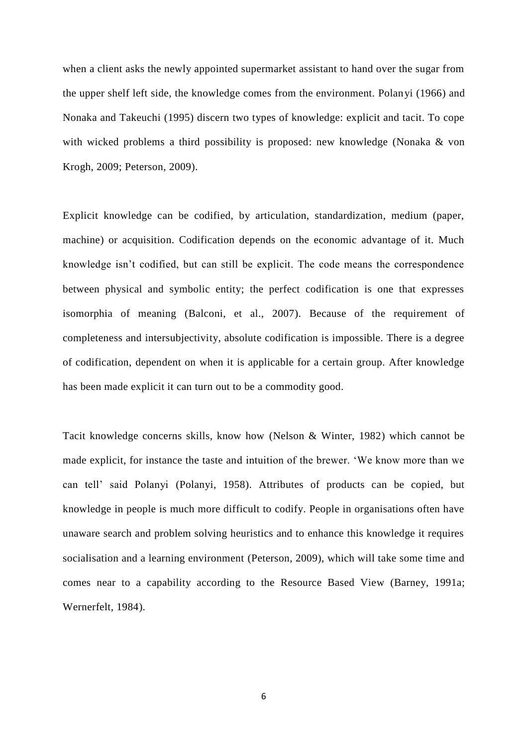when a client asks the newly appointed supermarket assistant to hand over the sugar from the upper shelf left side, the knowledge comes from the environment. Polanyi (1966) and Nonaka and Takeuchi (1995) discern two types of knowledge: explicit and tacit. To cope with wicked problems a third possibility is proposed: new knowledge (Nonaka & von Krogh, 2009; Peterson, 2009).

Explicit knowledge can be codified, by articulation, standardization, medium (paper, machine) or acquisition. Codification depends on the economic advantage of it. Much knowledge isn't codified, but can still be explicit. The code means the correspondence between physical and symbolic entity; the perfect codification is one that expresses isomorphia of meaning (Balconi, et al., 2007). Because of the requirement of completeness and intersubjectivity, absolute codification is impossible. There is a degree of codification, dependent on when it is applicable for a certain group. After knowledge has been made explicit it can turn out to be a commodity good.

Tacit knowledge concerns skills, know how (Nelson & Winter, 1982) which cannot be made explicit, for instance the taste and intuition of the brewer. 'We know more than we can tell' said Polanyi (Polanyi, 1958). Attributes of products can be copied, but knowledge in people is much more difficult to codify. People in organisations often have unaware search and problem solving heuristics and to enhance this knowledge it requires socialisation and a learning environment (Peterson, 2009), which will take some time and comes near to a capability according to the Resource Based View (Barney, 1991a; Wernerfelt, 1984).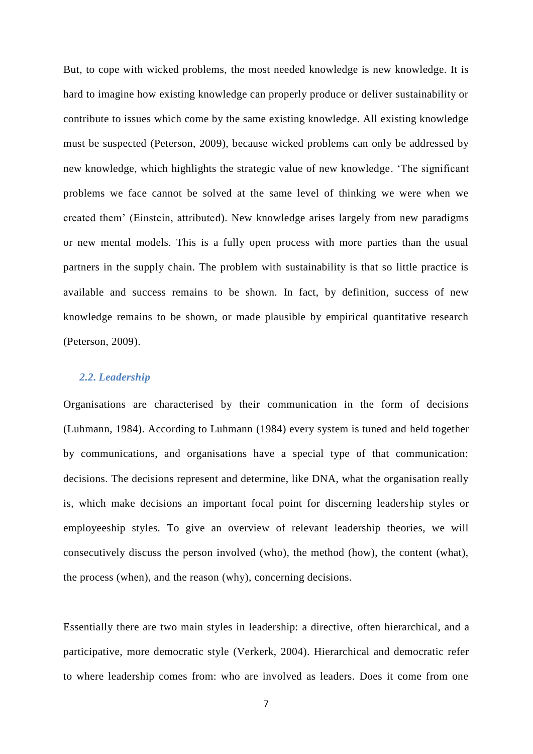But, to cope with wicked problems, the most needed knowledge is new knowledge. It is hard to imagine how existing knowledge can properly produce or deliver sustainability or contribute to issues which come by the same existing knowledge. All existing knowledge must be suspected (Peterson, 2009), because wicked problems can only be addressed by new knowledge, which highlights the strategic value of new knowledge. 'The significant problems we face cannot be solved at the same level of thinking we were when we created them' (Einstein, attributed). New knowledge arises largely from new paradigms or new mental models. This is a fully open process with more parties than the usual partners in the supply chain. The problem with sustainability is that so little practice is available and success remains to be shown. In fact, by definition, success of new knowledge remains to be shown, or made plausible by empirical quantitative research (Peterson, 2009).

### *2.2. Leadership*

Organisations are characterised by their communication in the form of decisions (Luhmann, 1984). According to Luhmann (1984) every system is tuned and held together by communications, and organisations have a special type of that communication: decisions. The decisions represent and determine, like DNA, what the organisation really is, which make decisions an important focal point for discerning leadership styles or employeeship styles. To give an overview of relevant leadership theories, we will consecutively discuss the person involved (who), the method (how), the content (what), the process (when), and the reason (why), concerning decisions.

Essentially there are two main styles in leadership: a directive, often hierarchical, and a participative, more democratic style (Verkerk, 2004). Hierarchical and democratic refer to where leadership comes from: who are involved as leaders. Does it come from one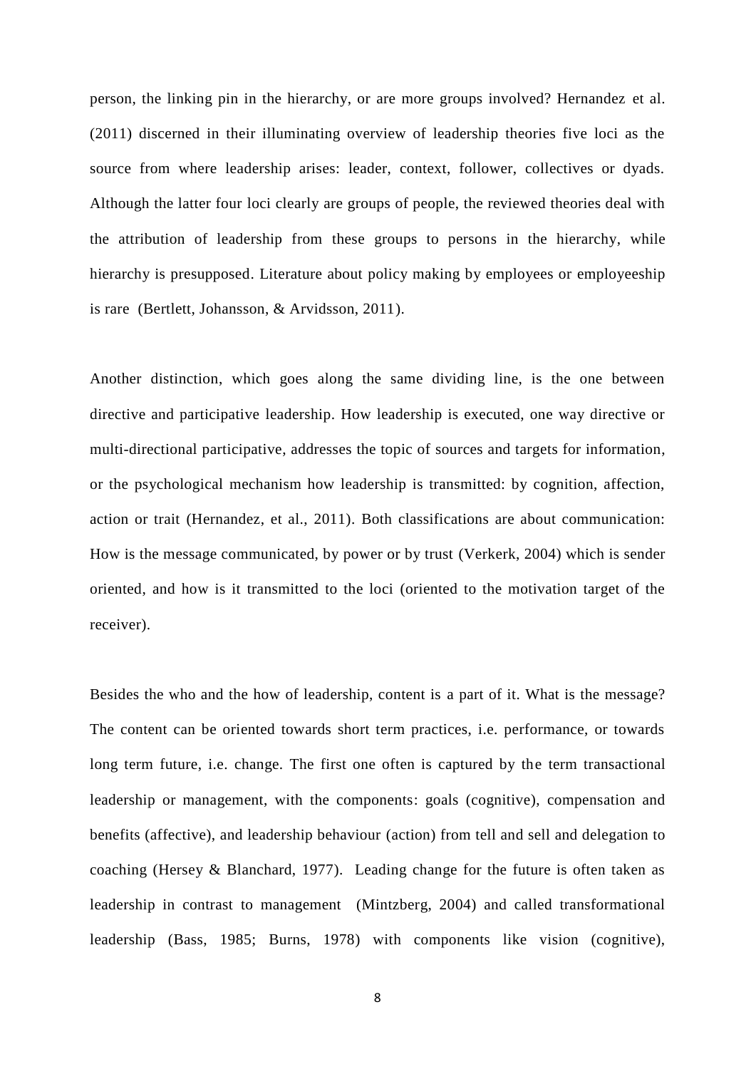person, the linking pin in the hierarchy, or are more groups involved? Hernandez et al. (2011) discerned in their illuminating overview of leadership theories five loci as the source from where leadership arises: leader, context, follower, collectives or dyads. Although the latter four loci clearly are groups of people, the reviewed theories deal with the attribution of leadership from these groups to persons in the hierarchy, while hierarchy is presupposed. Literature about policy making by employees or employeeship is rare (Bertlett, Johansson, & Arvidsson, 2011).

Another distinction, which goes along the same dividing line, is the one between directive and participative leadership. How leadership is executed, one way directive or multi-directional participative, addresses the topic of sources and targets for information, or the psychological mechanism how leadership is transmitted: by cognition, affection, action or trait (Hernandez, et al., 2011). Both classifications are about communication: How is the message communicated, by power or by trust (Verkerk, 2004) which is sender oriented, and how is it transmitted to the loci (oriented to the motivation target of the receiver).

Besides the who and the how of leadership, content is a part of it. What is the message? The content can be oriented towards short term practices, i.e. performance, or towards long term future, i.e. change. The first one often is captured by the term transactional leadership or management, with the components: goals (cognitive), compensation and benefits (affective), and leadership behaviour (action) from tell and sell and delegation to coaching (Hersey & Blanchard, 1977). Leading change for the future is often taken as leadership in contrast to management (Mintzberg, 2004) and called transformational leadership (Bass, 1985; Burns, 1978) with components like vision (cognitive),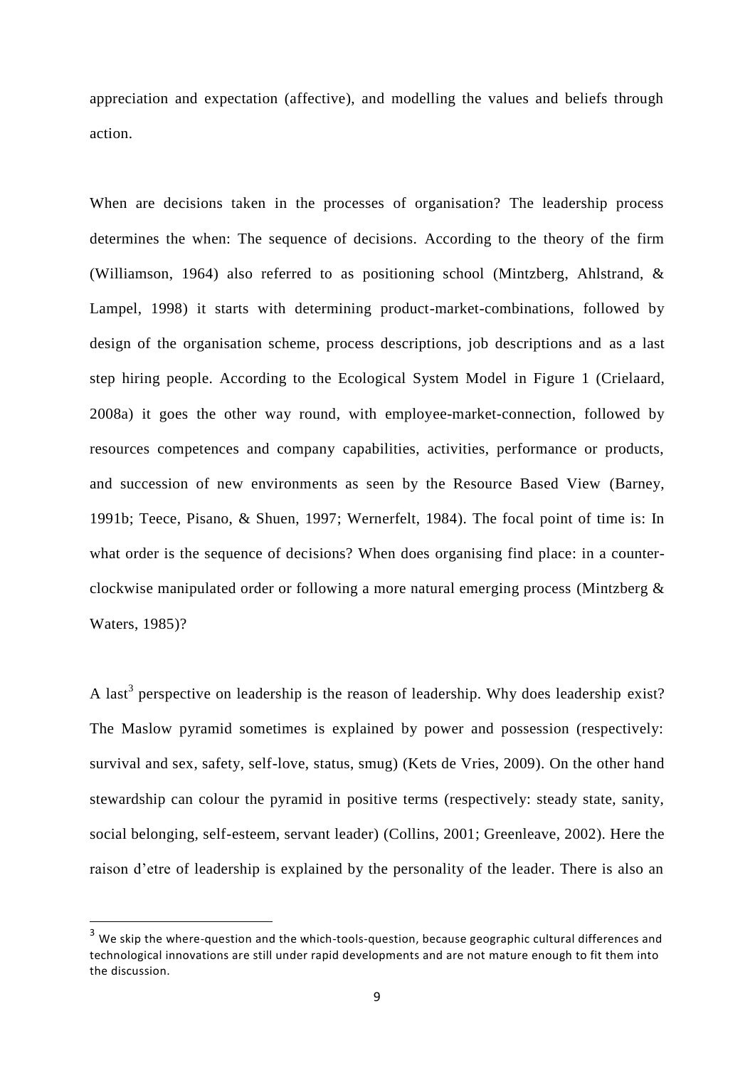appreciation and expectation (affective), and modelling the values and beliefs through action.

When are decisions taken in the processes of organisation? The leadership process determines the when: The sequence of decisions. According to the theory of the firm (Williamson, 1964) also referred to as positioning school (Mintzberg, Ahlstrand, & Lampel, 1998) it starts with determining product-market-combinations, followed by design of the organisation scheme, process descriptions, job descriptions and as a last step hiring people. According to the Ecological System Model in Figure 1 (Crielaard, 2008a) it goes the other way round, with employee-market-connection, followed by resources competences and company capabilities, activities, performance or products, and succession of new environments as seen by the Resource Based View (Barney, 1991b; Teece, Pisano, & Shuen, 1997; Wernerfelt, 1984). The focal point of time is: In what order is the sequence of decisions? When does organising find place: in a counter-clockwise manipulated order or following a more natural emerging process (Mintzberg & Waters, 1985)?

A last[3] perspective on leadership is the reason of leadership. Why does leadership exist? The Maslow pyramid sometimes is explained by power and possession (respectively: survival and sex, safety, self-love, status, smug) (Kets de Vries, 2009). On the other hand stewardship can colour the pyramid in positive terms (respectively: steady state, sanity, social belonging, self-esteem, servant leader) (Collins, 2001; Greenleave, 2002). Here the raison d'etre of leadership is explained by the personality of the leader. There is also an

[3] We skip the where-question and the which-tools-question, because geographic cultural differences and technological innovations are still under rapid developments and are not mature enough to fit them into the discussion.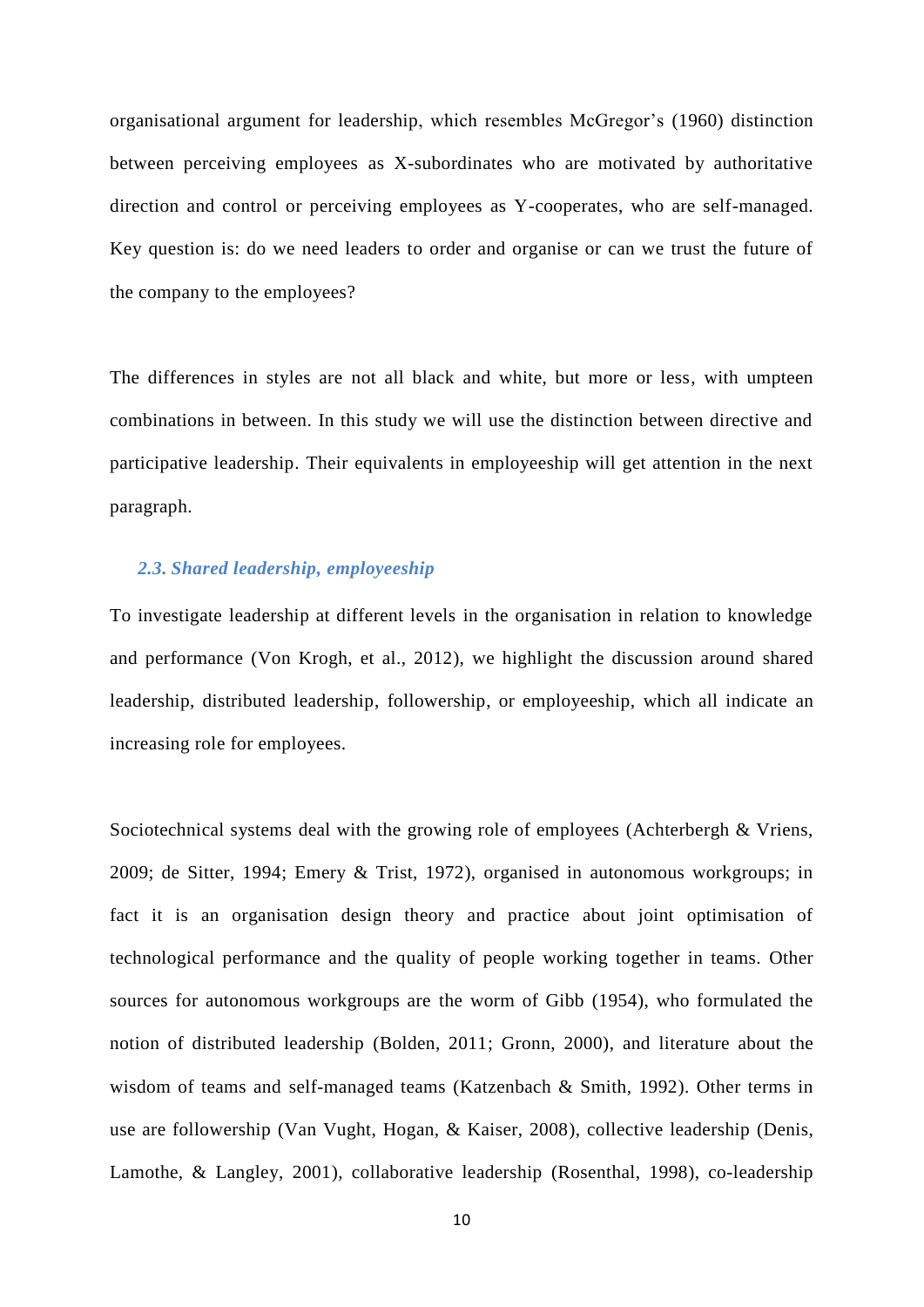organisational argument for leadership, which resembles McGregor's (1960) distinction between perceiving employees as X-subordinates who are motivated by authoritative direction and control or perceiving employees as Y-cooperates, who are self-managed. Key question is: do we need leaders to order and organise or can we trust the future of the company to the employees?

The differences in styles are not all black and white, but more or less, with umpteen combinations in between. In this study we will use the distinction between directive and participative leadership. Their equivalents in employeeship will get attention in the next paragraph.

### *2.3. Shared leadership, employeeship*

To investigate leadership at different levels in the organisation in relation to knowledge and performance (Von Krogh, et al., 2012), we highlight the discussion around shared leadership, distributed leadership, followership, or employeeship, which all indicate an increasing role for employees.

Sociotechnical systems deal with the growing role of employees (Achterbergh & Vriens, 2009; de Sitter, 1994; Emery & Trist, 1972), organised in autonomous workgroups; in fact it is an organisation design theory and practice about joint optimisation of technological performance and the quality of people working together in teams. Other sources for autonomous workgroups are the worm of Gibb (1954), who formulated the notion of distributed leadership (Bolden, 2011; Gronn, 2000), and literature about the wisdom of teams and self-managed teams (Katzenbach & Smith, 1992). Other terms in use are followership (Van Vught, Hogan, & Kaiser, 2008), collective leadership (Denis, Lamothe, & Langley, 2001), collaborative leadership (Rosenthal, 1998), co-leadership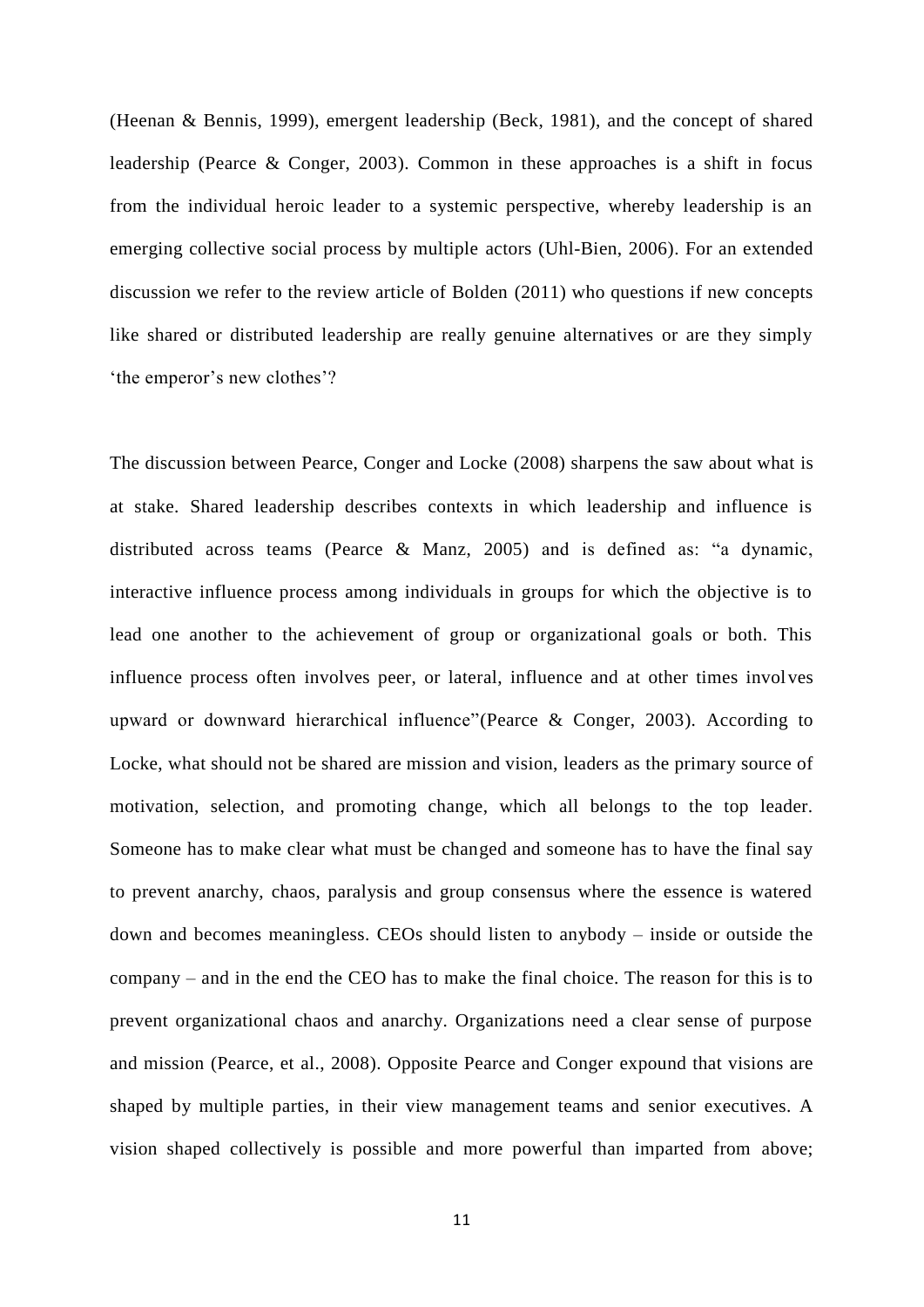(Heenan & Bennis, 1999), emergent leadership (Beck, 1981), and the concept of shared leadership (Pearce & Conger, 2003). Common in these approaches is a shift in focus from the individual heroic leader to a systemic perspective, whereby leadership is an emerging collective social process by multiple actors (Uhl-Bien, 2006). For an extended discussion we refer to the review article of Bolden (2011) who questions if new concepts like shared or distributed leadership are really genuine alternatives or are they simply 'the emperor's new clothes'?

The discussion between Pearce, Conger and Locke (2008) sharpens the saw about what is at stake. Shared leadership describes contexts in which leadership and influence is distributed across teams (Pearce & Manz, 2005) and is defined as: "a dynamic, interactive influence process among individuals in groups for which the objective is to lead one another to the achievement of group or organizational goals or both. This influence process often involves peer, or lateral, influence and at other times involves upward or downward hierarchical influence"(Pearce & Conger, 2003). According to Locke, what should not be shared are mission and vision, leaders as the primary source of motivation, selection, and promoting change, which all belongs to the top leader. Someone has to make clear what must be changed and someone has to have the final say to prevent anarchy, chaos, paralysis and group consensus where the essence is watered down and becomes meaningless. CEOs should listen to anybody – inside or outside the company – and in the end the CEO has to make the final choice. The reason for this is to prevent organizational chaos and anarchy. Organizations need a clear sense of purpose and mission (Pearce, et al., 2008). Opposite Pearce and Conger expound that visions are shaped by multiple parties, in their view management teams and senior executives. A vision shaped collectively is possible and more powerful than imparted from above;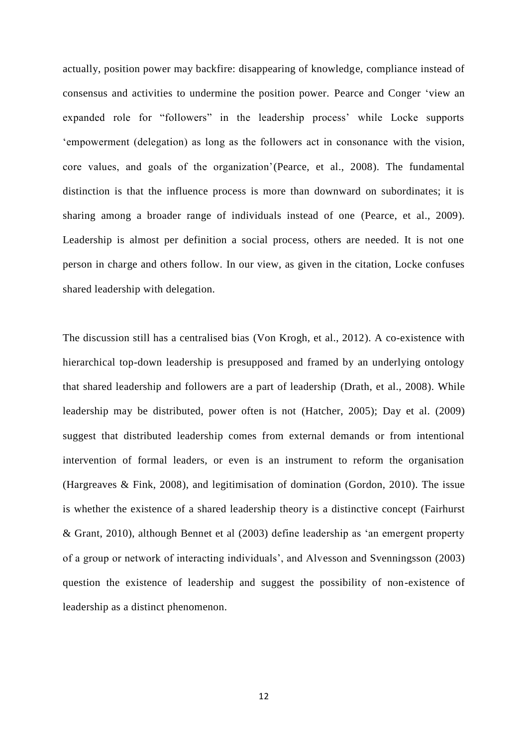actually, position power may backfire: disappearing of knowledge, compliance instead of consensus and activities to undermine the position power. Pearce and Conger 'view an expanded role for "followers" in the leadership process' while Locke supports 'empowerment (delegation) as long as the followers act in consonance with the vision, core values, and goals of the organization'(Pearce, et al., 2008). The fundamental distinction is that the influence process is more than downward on subordinates; it is sharing among a broader range of individuals instead of one (Pearce, et al., 2009). Leadership is almost per definition a social process, others are needed. It is not one person in charge and others follow. In our view, as given in the citation, Locke confuses shared leadership with delegation.

The discussion still has a centralised bias (Von Krogh, et al., 2012). A co-existence with hierarchical top-down leadership is presupposed and framed by an underlying ontology that shared leadership and followers are a part of leadership (Drath, et al., 2008). While leadership may be distributed, power often is not (Hatcher, 2005); Day et al. (2009) suggest that distributed leadership comes from external demands or from intentional intervention of formal leaders, or even is an instrument to reform the organisation (Hargreaves & Fink, 2008), and legitimisation of domination (Gordon, 2010). The issue is whether the existence of a shared leadership theory is a distinctive concept (Fairhurst & Grant, 2010), although Bennet et al (2003) define leadership as 'an emergent property of a group or network of interacting individuals', and Alvesson and Svenningsson (2003) question the existence of leadership and suggest the possibility of non-existence of leadership as a distinct phenomenon.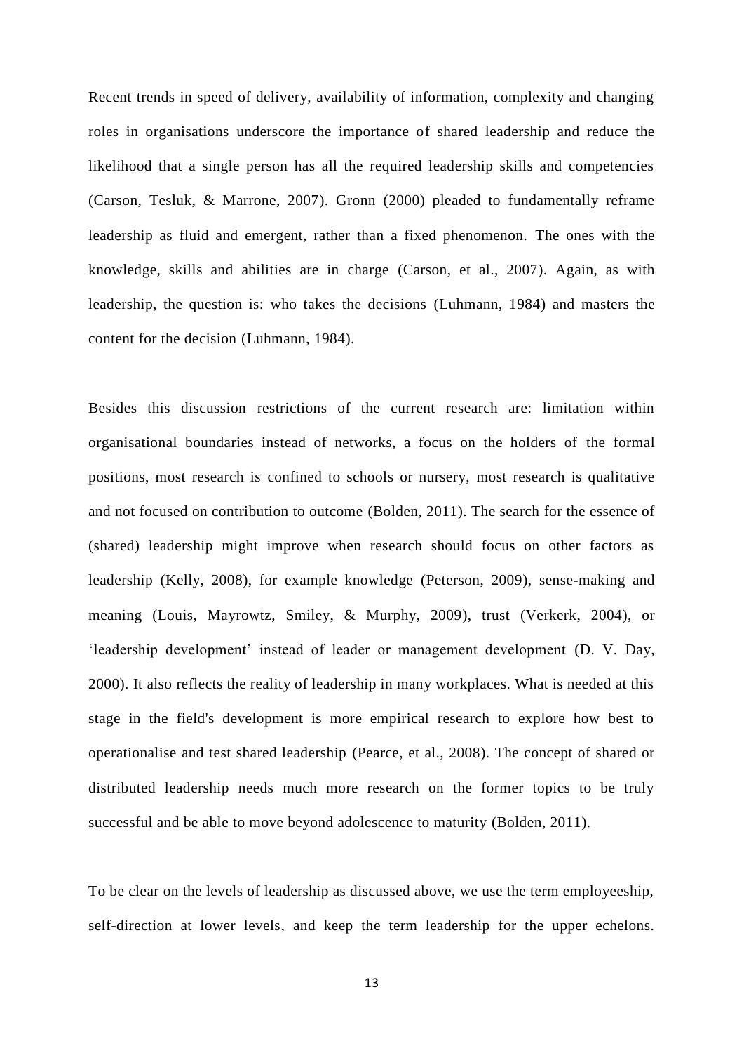Recent trends in speed of delivery, availability of information, complexity and changing roles in organisations underscore the importance of shared leadership and reduce the likelihood that a single person has all the required leadership skills and competencies (Carson, Tesluk, & Marrone, 2007). Gronn (2000) pleaded to fundamentally reframe leadership as fluid and emergent, rather than a fixed phenomenon. The ones with the knowledge, skills and abilities are in charge (Carson, et al., 2007). Again, as with leadership, the question is: who takes the decisions (Luhmann, 1984) and masters the content for the decision (Luhmann, 1984).

Besides this discussion restrictions of the current research are: limitation within organisational boundaries instead of networks, a focus on the holders of the formal positions, most research is confined to schools or nursery, most research is qualitative and not focused on contribution to outcome (Bolden, 2011). The search for the essence of (shared) leadership might improve when research should focus on other factors as leadership (Kelly, 2008), for example knowledge (Peterson, 2009), sense-making and meaning (Louis, Mayrowtz, Smiley, & Murphy, 2009), trust (Verkerk, 2004), or 'leadership development' instead of leader or management development (D. V. Day, 2000). It also reflects the reality of leadership in many workplaces. What is needed at this stage in the field's development is more empirical research to explore how best to operationalise and test shared leadership (Pearce, et al., 2008). The concept of shared or distributed leadership needs much more research on the former topics to be truly successful and be able to move beyond adolescence to maturity (Bolden, 2011).

To be clear on the levels of leadership as discussed above, we use the term employeeship, self-direction at lower levels, and keep the term leadership for the upper echelons.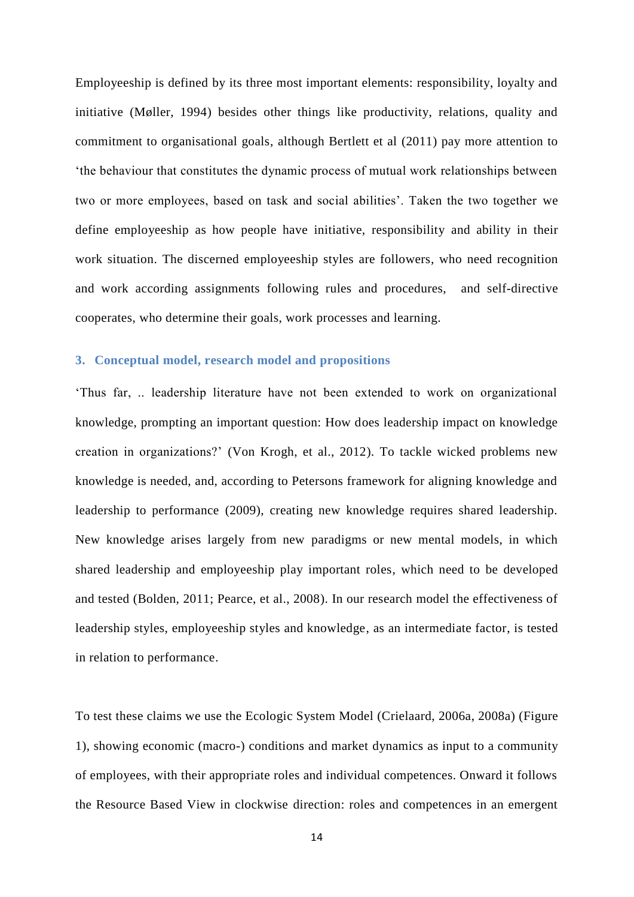Employeeship is defined by its three most important elements: responsibility, loyalty and initiative (Møller, 1994) besides other things like productivity, relations, quality and commitment to organisational goals, although Bertlett et al (2011) pay more attention to 'the behaviour that constitutes the dynamic process of mutual work relationships between two or more employees, based on task and social abilities'. Taken the two together we define employeeship as how people have initiative, responsibility and ability in their work situation. The discerned employeeship styles are followers, who need recognition and work according assignments following rules and procedures, and self-directive cooperates, who determine their goals, work processes and learning.

## 3. Conceptual model, research model and propositions

'Thus far, .. leadership literature have not been extended to work on organizational knowledge, prompting an important question: How does leadership impact on knowledge creation in organizations?' (Von Krogh, et al., 2012). To tackle wicked problems new knowledge is needed, and, according to Petersons framework for aligning knowledge and leadership to performance (2009), creating new knowledge requires shared leadership. New knowledge arises largely from new paradigms or new mental models, in which shared leadership and employeeship play important roles, which need to be developed and tested (Bolden, 2011; Pearce, et al., 2008). In our research model the effectiveness of leadership styles, employeeship styles and knowledge, as an intermediate factor, is tested in relation to performance.

To test these claims we use the Ecologic System Model (Crielaard, 2006a, 2008a) (Figure 1), showing economic (macro-) conditions and market dynamics as input to a community of employees, with their appropriate roles and individual competences. Onward it follows the Resource Based View in clockwise direction: roles and competences in an emergent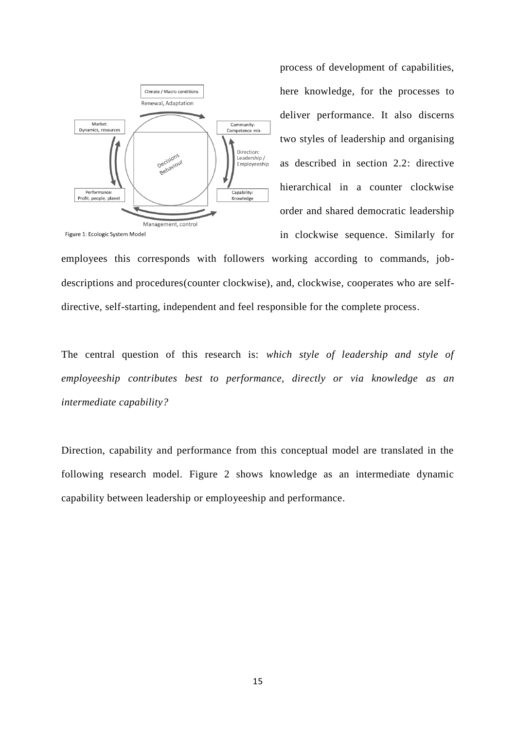Figure 1: Ecologic System Model

process of development of capabilities, here knowledge, for the processes to deliver performance. It also discerns two styles of leadership and organising as described in section 2.2: directive hierarchical in a counter clockwise order and shared democratic leadership in clockwise sequence. Similarly for employees this corresponds with followers working according to commands, job-descriptions and procedures(counter clockwise), and, clockwise, cooperates who are self-directive, self-starting, independent and feel responsible for the complete process.

The central question of this research is: *which style of leadership and style of employeeship contributes best to performance, directly or via knowledge as an intermediate capability?*

Direction, capability and performance from this conceptual model are translated in the following research model. Figure 2 shows knowledge as an intermediate dynamic capability between leadership or employeeship and performance.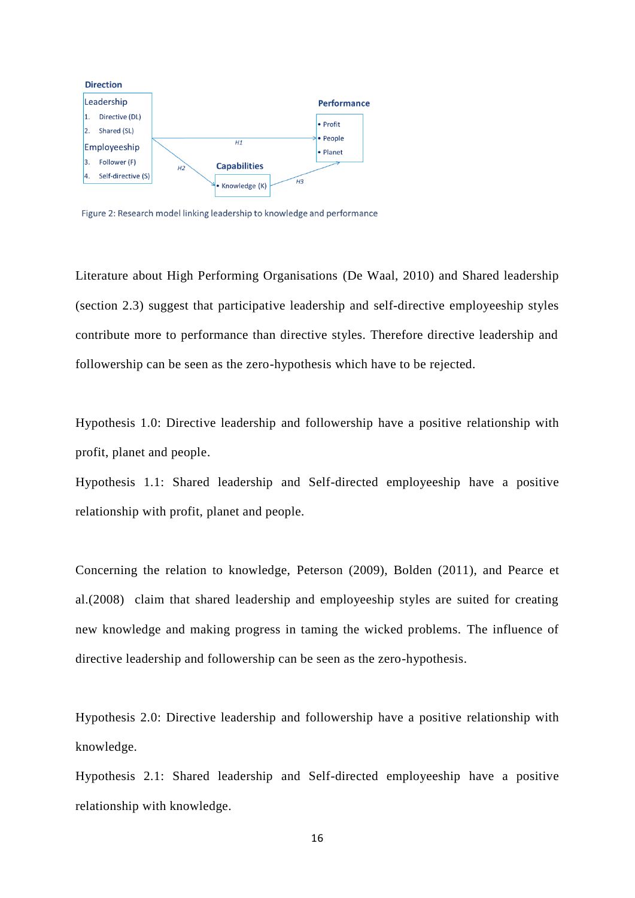Direction

Leadership
1. Directive (DL)
2. Shared (SL)

Employeeship
3. Follower (F)
4. Self-directive (S)

H1

H2

Capabilities
• Knowledge (K)

H3

Performance
• Profit
• People
• Planet

Figure 2: Research model linking leadership to knowledge and performance

Literature about High Performing Organisations (De Waal, 2010) and Shared leadership (section 2.3) suggest that participative leadership and self-directive employeeship styles contribute more to performance than directive styles. Therefore directive leadership and followership can be seen as the zero-hypothesis which have to be rejected.

Hypothesis 1.0: Directive leadership and followership have a positive relationship with profit, planet and people.

Hypothesis 1.1: Shared leadership and Self-directed employeeship have a positive relationship with profit, planet and people.

Concerning the relation to knowledge, Peterson (2009), Bolden (2011), and Pearce et al.(2008) claim that shared leadership and employeeship styles are suited for creating new knowledge and making progress in taming the wicked problems. The influence of directive leadership and followership can be seen as the zero-hypothesis.

Hypothesis 2.0: Directive leadership and followership have a positive relationship with knowledge.

Hypothesis 2.1: Shared leadership and Self-directed employeeship have a positive relationship with knowledge.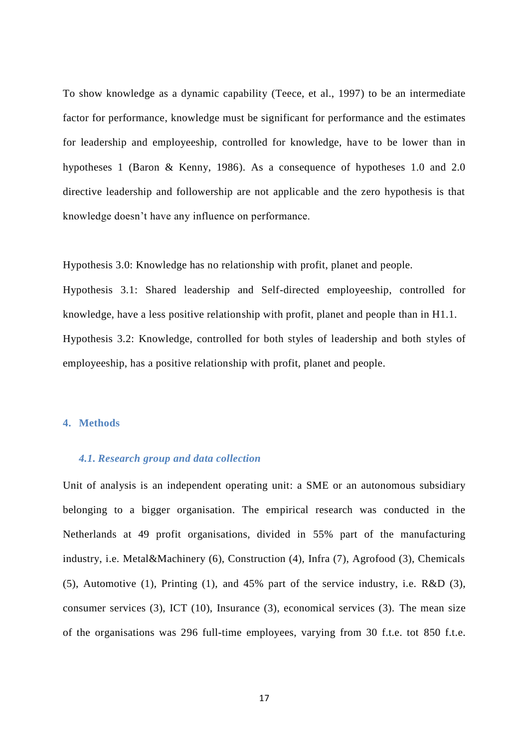To show knowledge as a dynamic capability (Teece, et al., 1997) to be an intermediate factor for performance, knowledge must be significant for performance and the estimates for leadership and employeeship, controlled for knowledge, have to be lower than in hypotheses 1 (Baron & Kenny, 1986). As a consequence of hypotheses 1.0 and 2.0 directive leadership and followership are not applicable and the zero hypothesis is that knowledge doesn't have any influence on performance.

Hypothesis 3.0: Knowledge has no relationship with profit, planet and people.
Hypothesis 3.1: Shared leadership and Self-directed employeeship, controlled for knowledge, have a less positive relationship with profit, planet and people than in H1.1.
Hypothesis 3.2: Knowledge, controlled for both styles of leadership and both styles of employeeship, has a positive relationship with profit, planet and people.

## 4. Methods

### *4.1. Research group and data collection*

Unit of analysis is an independent operating unit: a SME or an autonomous subsidiary belonging to a bigger organisation. The empirical research was conducted in the Netherlands at 49 profit organisations, divided in 55% part of the manufacturing industry, i.e. Metal&Machinery (6), Construction (4), Infra (7), Agrofood (3), Chemicals (5), Automotive (1), Printing (1), and 45% part of the service industry, i.e. R&D (3), consumer services (3), ICT (10), Insurance (3), economical services (3). The mean size of the organisations was 296 full-time employees, varying from 30 f.t.e. tot 850 f.t.e.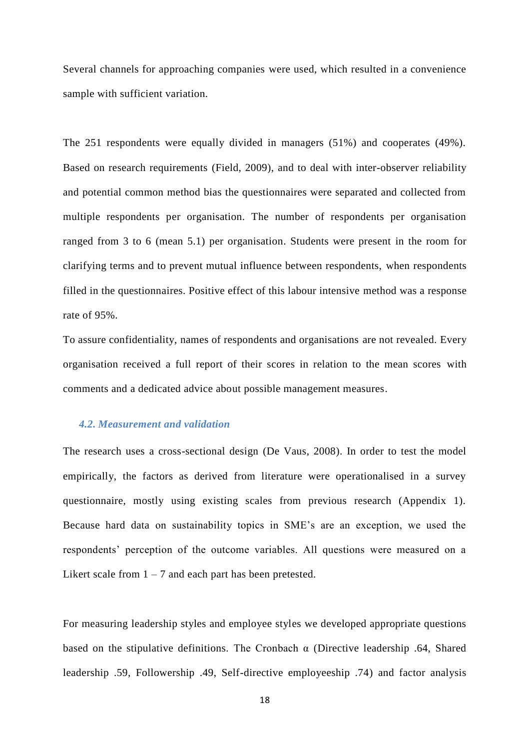Several channels for approaching companies were used, which resulted in a convenience sample with sufficient variation.

The 251 respondents were equally divided in managers (51%) and cooperates (49%). Based on research requirements (Field, 2009), and to deal with inter-observer reliability and potential common method bias the questionnaires were separated and collected from multiple respondents per organisation. The number of respondents per organisation ranged from 3 to 6 (mean 5.1) per organisation. Students were present in the room for clarifying terms and to prevent mutual influence between respondents, when respondents filled in the questionnaires. Positive effect of this labour intensive method was a response rate of 95%.

To assure confidentiality, names of respondents and organisations are not revealed. Every organisation received a full report of their scores in relation to the mean scores with comments and a dedicated advice about possible management measures.

### *4.2. Measurement and validation*

The research uses a cross-sectional design (De Vaus, 2008). In order to test the model empirically, the factors as derived from literature were operationalised in a survey questionnaire, mostly using existing scales from previous research (Appendix 1). Because hard data on sustainability topics in SME's are an exception, we used the respondents' perception of the outcome variables. All questions were measured on a Likert scale from 1 – 7 and each part has been pretested.

For measuring leadership styles and employee styles we developed appropriate questions based on the stipulative definitions. The Cronbach $\alpha$ (Directive leadership .64, Shared leadership .59, Followership .49, Self-directive employeeship .74) and factor analysis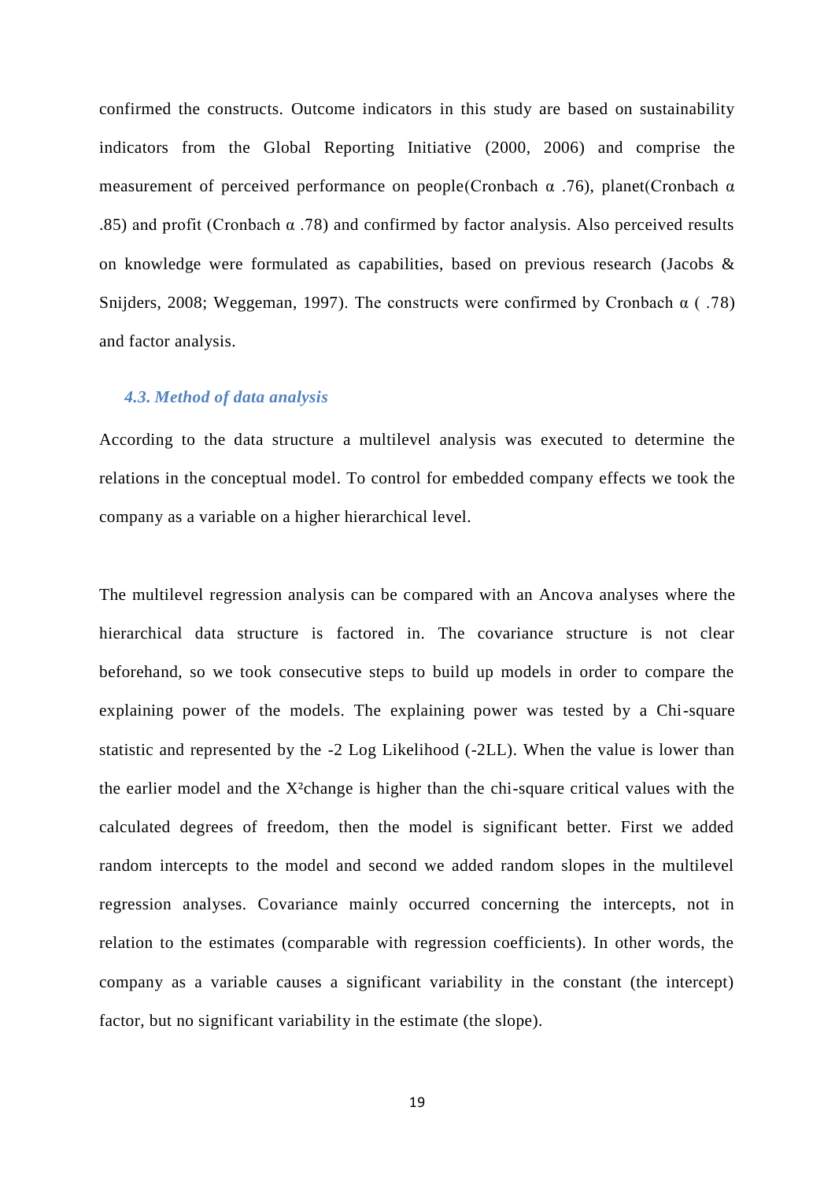confirmed the constructs. Outcome indicators in this study are based on sustainability indicators from the Global Reporting Initiative (2000, 2006) and comprise the measurement of perceived performance on people(Cronbach α .76), planet(Cronbach α .85) and profit (Cronbach α .78) and confirmed by factor analysis. Also perceived results on knowledge were formulated as capabilities, based on previous research (Jacobs & Snijders, 2008; Weggeman, 1997). The constructs were confirmed by Cronbach α ( .78) and factor analysis.

### *4.3. Method of data analysis*

According to the data structure a multilevel analysis was executed to determine the relations in the conceptual model. To control for embedded company effects we took the company as a variable on a higher hierarchical level.

The multilevel regression analysis can be compared with an Ancova analyses where the hierarchical data structure is factored in. The covariance structure is not clear beforehand, so we took consecutive steps to build up models in order to compare the explaining power of the models. The explaining power was tested by a Chi-square statistic and represented by the -2 Log Likelihood (-2LL). When the value is lower than the earlier model and the $X^2$change is higher than the chi-square critical values with the calculated degrees of freedom, then the model is significant better. First we added random intercepts to the model and second we added random slopes in the multilevel regression analyses. Covariance mainly occurred concerning the intercepts, not in relation to the estimates (comparable with regression coefficients). In other words, the company as a variable causes a significant variability in the constant (the intercept) factor, but no significant variability in the estimate (the slope).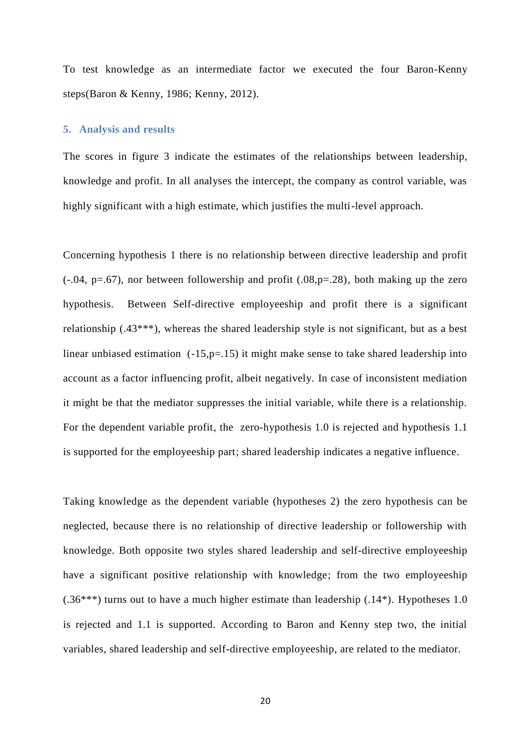To test knowledge as an intermediate factor we executed the four Baron-Kenny steps(Baron & Kenny, 1986; Kenny, 2012).

## 5. Analysis and results

The scores in figure 3 indicate the estimates of the relationships between leadership, knowledge and profit. In all analyses the intercept, the company as control variable, was highly significant with a high estimate, which justifies the multi-level approach.

Concerning hypothesis 1 there is no relationship between directive leadership and profit (-.04, p=.67), nor between followership and profit (.08,p=.28), both making up the zero hypothesis. Between Self-directive employeeship and profit there is a significant relationship (.43***), whereas the shared leadership style is not significant, but as a best linear unbiased estimation (-15,p=.15) it might make sense to take shared leadership into account as a factor influencing profit, albeit negatively. In case of inconsistent mediation it might be that the mediator suppresses the initial variable, while there is a relationship. For the dependent variable profit, the zero-hypothesis 1.0 is rejected and hypothesis 1.1 is supported for the employeeship part; shared leadership indicates a negative influence.

Taking knowledge as the dependent variable (hypotheses 2) the zero hypothesis can be neglected, because there is no relationship of directive leadership or followership with knowledge. Both opposite two styles shared leadership and self-directive employeeship have a significant positive relationship with knowledge; from the two employeeship (.36***) turns out to have a much higher estimate than leadership (.14*). Hypotheses 1.0 is rejected and 1.1 is supported. According to Baron and Kenny step two, the initial variables, shared leadership and self-directive employeeship, are related to the mediator.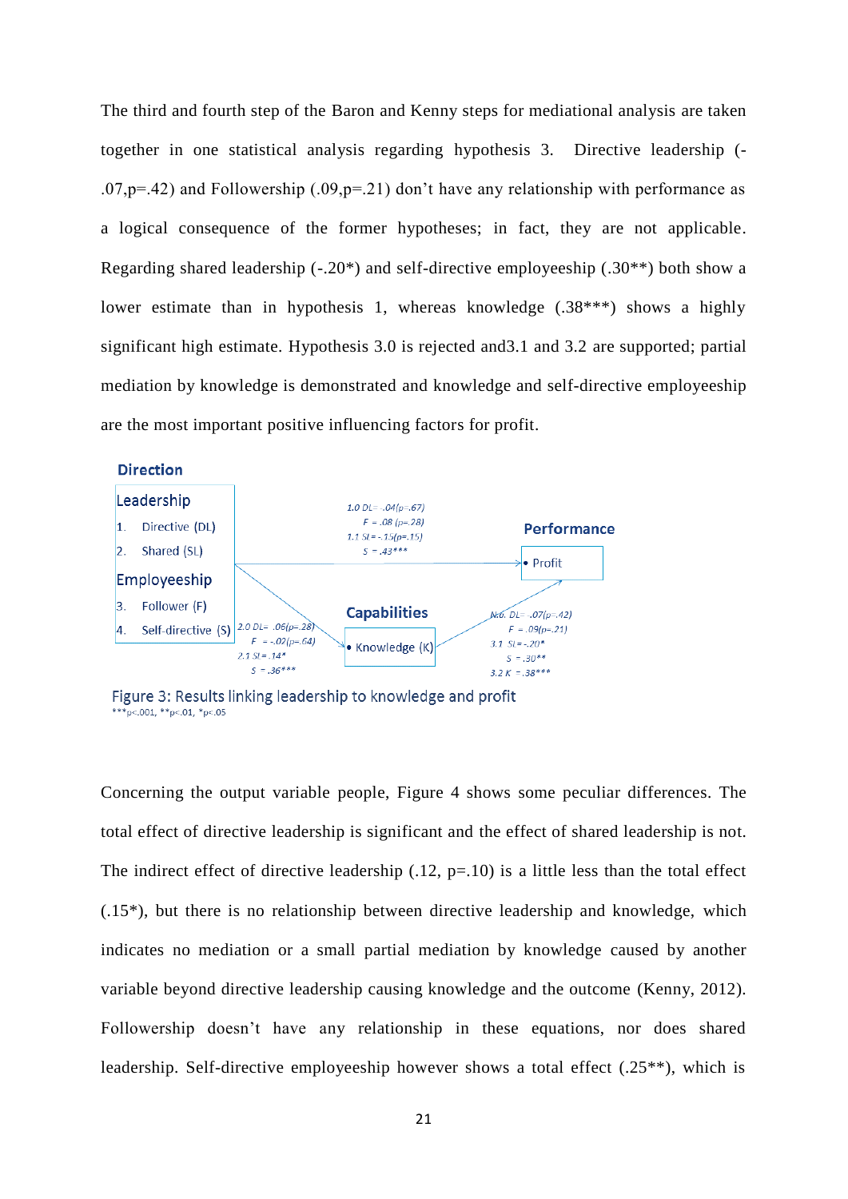The third and fourth step of the Baron and Kenny steps for mediational analysis are taken together in one statistical analysis regarding hypothesis 3. Directive leadership (-.07,p=.42) and Followership (.09,p=.21) don't have any relationship with performance as a logical consequence of the former hypotheses; in fact, they are not applicable. Regarding shared leadership (-.20*) and self-directive employeeship (.30**) both show a lower estimate than in hypothesis 1, whereas knowledge (.38***) shows a highly significant high estimate. Hypothesis 3.0 is rejected and3.1 and 3.2 are supported; partial mediation by knowledge is demonstrated and knowledge and self-directive employeeship are the most important positive influencing factors for profit.

**Direction**

Leadership
1. Directive (DL)
2. Shared (SL)

Employeeship
3. Follower (F)
4. Self-directive (S)

1.0 DL= .04(p=.67)
F = .08 (p=.28)
1.1 SL= -.15(p=.15)
S = .43***

**Performance**
• Profit

**Capabilities**
• Knowledge (K)

2.0 DL= .06(p=.28)
F = -.02(p=.64)
2.1 SL= .14*
S = .36***

3.0 DL= .07(p=.42)
F = .09(p=.21)
3.1 SL= -.20*
S = .30**
3.2 K = .38***

Figure 3: Results linking leadership to knowledge and profit
***p<.001, **p<.01, *p<.05

Concerning the output variable people, Figure 4 shows some peculiar differences. The total effect of directive leadership is significant and the effect of shared leadership is not. The indirect effect of directive leadership (.12, p=.10) is a little less than the total effect (.15*), but there is no relationship between directive leadership and knowledge, which indicates no mediation or a small partial mediation by knowledge caused by another variable beyond directive leadership causing knowledge and the outcome (Kenny, 2012). Followership doesn't have any relationship in these equations, nor does shared leadership. Self-directive employeeship however shows a total effect (.25**), which is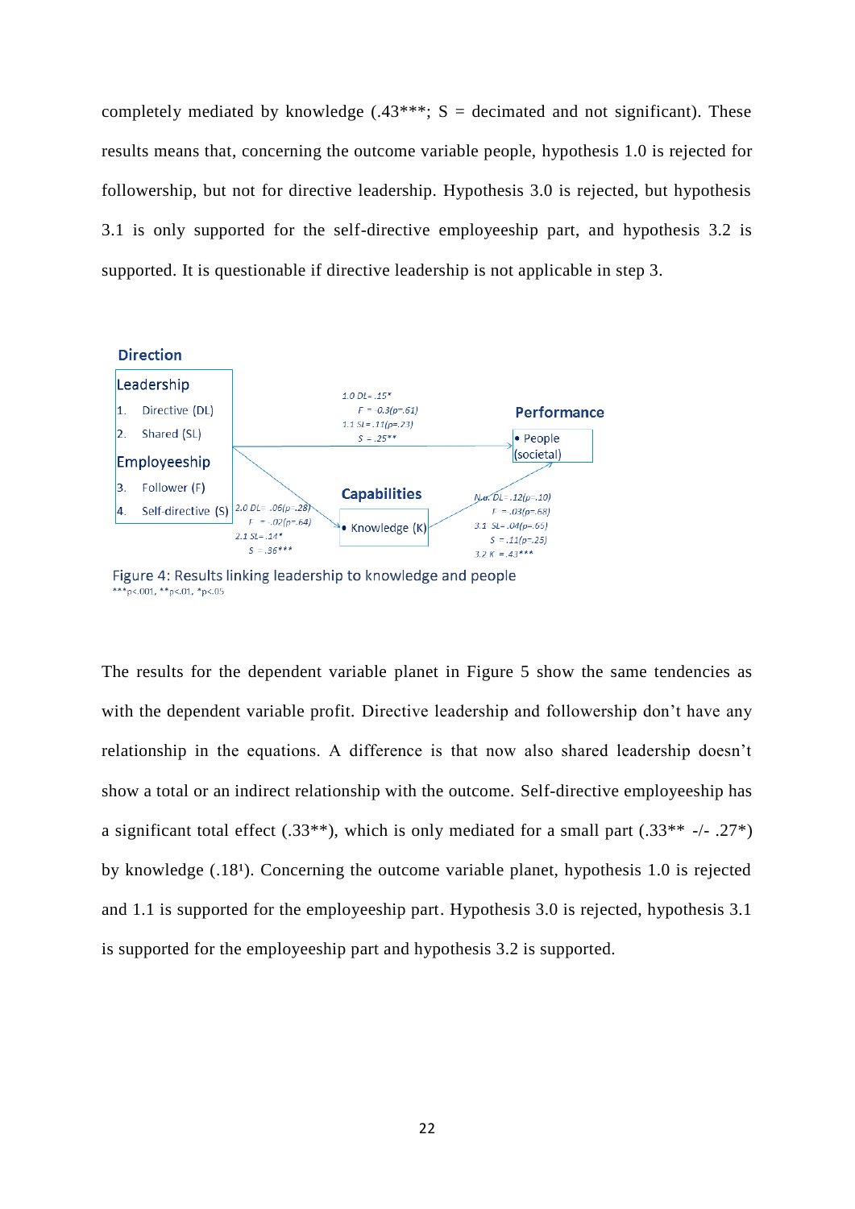completely mediated by knowledge (.43***; S = decimated and not significant). These results means that, concerning the outcome variable people, hypothesis 1.0 is rejected for followership, but not for directive leadership. Hypothesis 3.0 is rejected, but hypothesis 3.1 is only supported for the self-directive employeeship part, and hypothesis 3.2 is supported. It is questionable if directive leadership is not applicable in step 3.

**Direction**

Leadership
1. Directive (DL)
2. Shared (SL)

Employeeship
3. Follower (F)
4. Self-directive (S)

**Capabilities**
- Knowledge (K)

**Performance**
- People (societal)

1.0 DL= .15*
F = -0.3(p=.61)
1.1 SL= .11(p=.23)
S = .25**

2.0 DL= .06(p=.28)
F = .02(p=.64)
2.1 SL= .14*
S = .36***

N.a. DL= .12(p=.10)
F = .03(p=.68)
3.1 SL= .04(p=.65)
S = .11(p=.25)
3.2 K = .43***

Figure 4: Results linking leadership to knowledge and people
***p<.001, **p<.01, *p<.05

The results for the dependent variable planet in Figure 5 show the same tendencies as with the dependent variable profit. Directive leadership and followership don't have any relationship in the equations. A difference is that now also shared leadership doesn't show a total or an indirect relationship with the outcome. Self-directive employeeship has a significant total effect (.33**), which is only mediated for a small part (.33** -/- .27*) by knowledge (.18[1]). Concerning the outcome variable planet, hypothesis 1.0 is rejected and 1.1 is supported for the employeeship part. Hypothesis 3.0 is rejected, hypothesis 3.1 is supported for the employeeship part and hypothesis 3.2 is supported.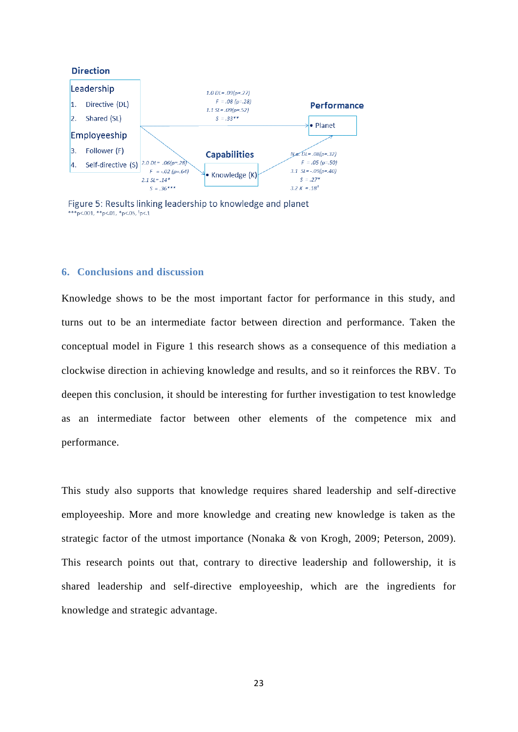Direction

Leadership

1. Directive (DL)
2. Shared (SL)

Employeeship

3. Follower (F)
4. Self-directive (S)

1.0 DL = .09(p=.27)
F = .08 (p=.28)
1.1 SL = .09(p=.52)
S = .33**

Performance

- Planet

Capabilities

- Knowledge (K)

2.0 DL = .06(p=.28)
F = -.02 (p=.64)
2.1 SL = .14*
S = .36***

N.a. DL = .08(p=.32)
F = .05 (p=.50)
3.1 SL = -.09(p=.40)
S = .27*
3.2 K = .18†

Figure 5: Results linking leadership to knowledge and planet

***p<.001, **p<.01, *p<.05, †p<.1

## 6. Conclusions and discussion

Knowledge shows to be the most important factor for performance in this study, and turns out to be an intermediate factor between direction and performance. Taken the conceptual model in Figure 1 this research shows as a consequence of this mediation a clockwise direction in achieving knowledge and results, and so it reinforces the RBV. To deepen this conclusion, it should be interesting for further investigation to test knowledge as an intermediate factor between other elements of the competence mix and performance.

This study also supports that knowledge requires shared leadership and self-directive employeeship. More and more knowledge and creating new knowledge is taken as the strategic factor of the utmost importance (Nonaka & von Krogh, 2009; Peterson, 2009). This research points out that, contrary to directive leadership and followership, it is shared leadership and self-directive employeeship, which are the ingredients for knowledge and strategic advantage.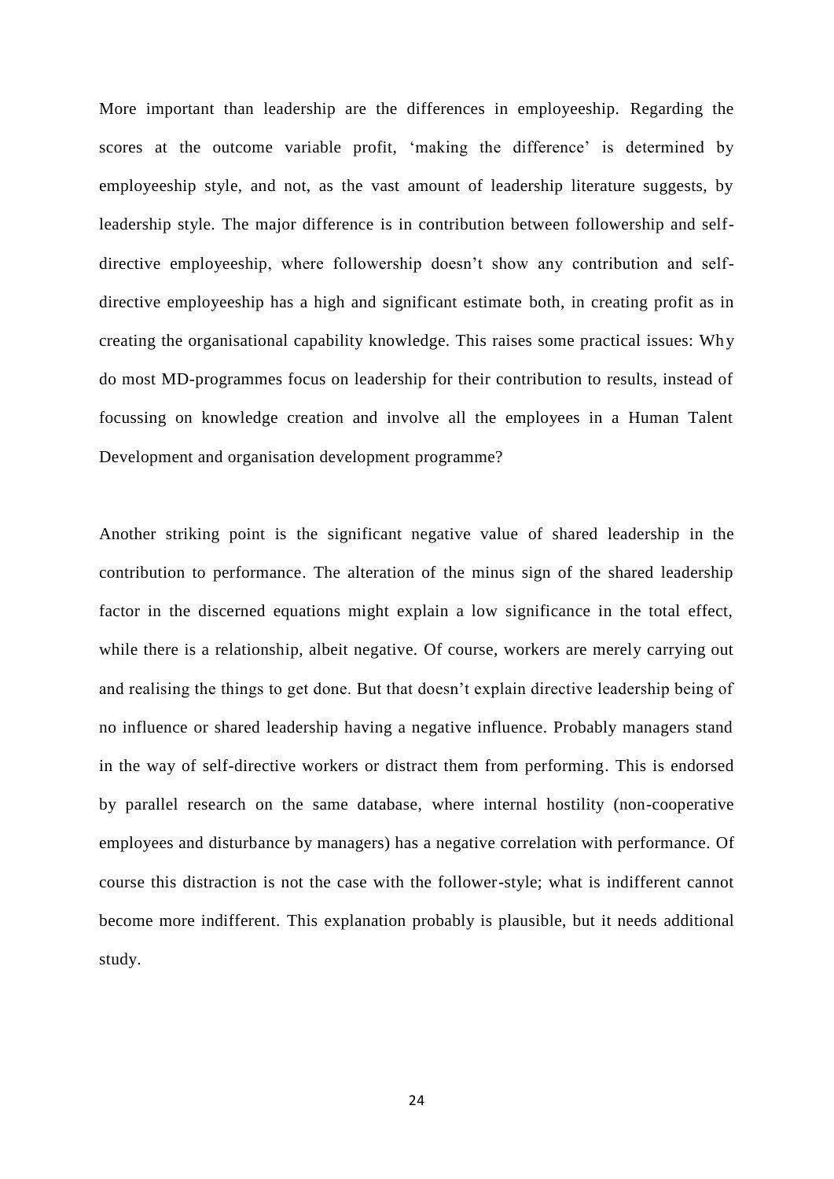More important than leadership are the differences in employeeship. Regarding the scores at the outcome variable profit, 'making the difference' is determined by employeeship style, and not, as the vast amount of leadership literature suggests, by leadership style. The major difference is in contribution between followership and self-directive employeeship, where followership doesn't show any contribution and self-directive employeeship has a high and significant estimate both, in creating profit as in creating the organisational capability knowledge. This raises some practical issues: Why do most MD-programmes focus on leadership for their contribution to results, instead of focussing on knowledge creation and involve all the employees in a Human Talent Development and organisation development programme?

Another striking point is the significant negative value of shared leadership in the contribution to performance. The alteration of the minus sign of the shared leadership factor in the discerned equations might explain a low significance in the total effect, while there is a relationship, albeit negative. Of course, workers are merely carrying out and realising the things to get done. But that doesn't explain directive leadership being of no influence or shared leadership having a negative influence. Probably managers stand in the way of self-directive workers or distract them from performing. This is endorsed by parallel research on the same database, where internal hostility (non-cooperative employees and disturbance by managers) has a negative correlation with performance. Of course this distraction is not the case with the follower-style; what is indifferent cannot become more indifferent. This explanation probably is plausible, but it needs additional study.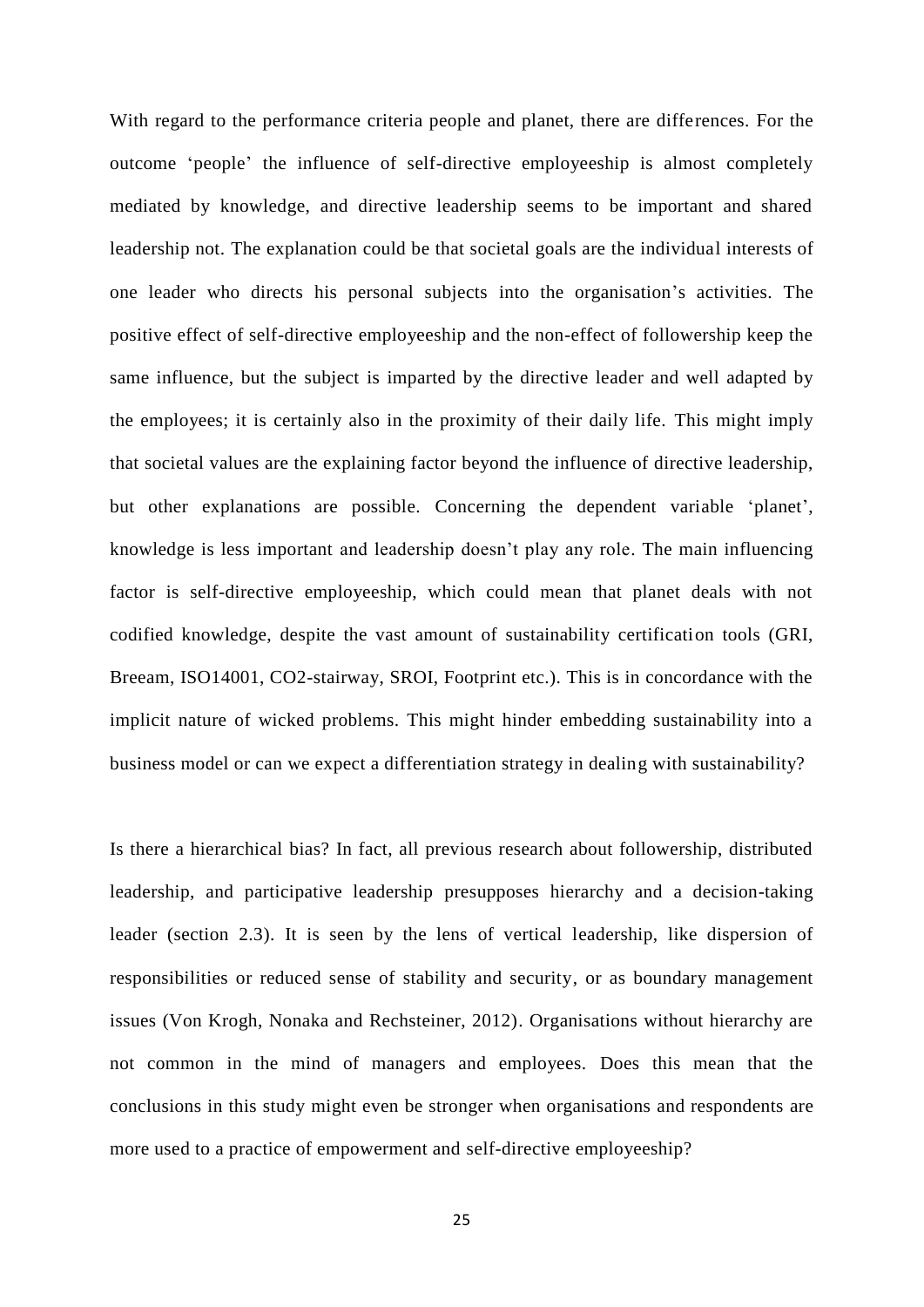With regard to the performance criteria people and planet, there are differences. For the outcome 'people' the influence of self-directive employeeship is almost completely mediated by knowledge, and directive leadership seems to be important and shared leadership not. The explanation could be that societal goals are the individual interests of one leader who directs his personal subjects into the organisation's activities. The positive effect of self-directive employeeship and the non-effect of followership keep the same influence, but the subject is imparted by the directive leader and well adapted by the employees; it is certainly also in the proximity of their daily life. This might imply that societal values are the explaining factor beyond the influence of directive leadership, but other explanations are possible. Concerning the dependent variable 'planet', knowledge is less important and leadership doesn't play any role. The main influencing factor is self-directive employeeship, which could mean that planet deals with not codified knowledge, despite the vast amount of sustainability certification tools (GRI, Breeam, ISO14001, CO2-stairway, SROI, Footprint etc.). This is in concordance with the implicit nature of wicked problems. This might hinder embedding sustainability into a business model or can we expect a differentiation strategy in dealing with sustainability?

Is there a hierarchical bias? In fact, all previous research about followership, distributed leadership, and participative leadership presupposes hierarchy and a decision-taking leader (section 2.3). It is seen by the lens of vertical leadership, like dispersion of responsibilities or reduced sense of stability and security, or as boundary management issues (Von Krogh, Nonaka and Rechsteiner, 2012). Organisations without hierarchy are not common in the mind of managers and employees. Does this mean that the conclusions in this study might even be stronger when organisations and respondents are more used to a practice of empowerment and self-directive employeeship?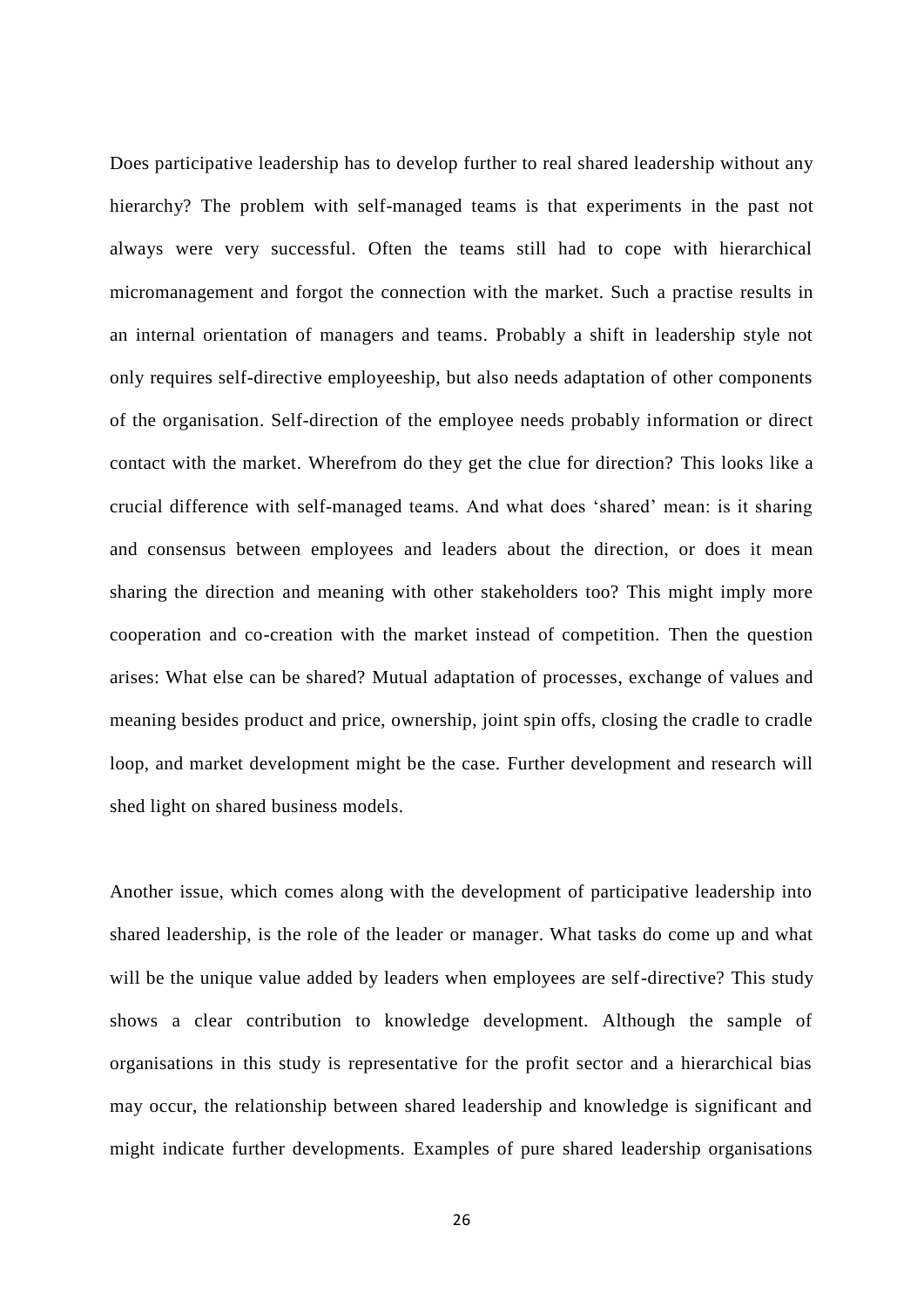Does participative leadership has to develop further to real shared leadership without any hierarchy? The problem with self-managed teams is that experiments in the past not always were very successful. Often the teams still had to cope with hierarchical micromanagement and forgot the connection with the market. Such a practise results in an internal orientation of managers and teams. Probably a shift in leadership style not only requires self-directive employeeship, but also needs adaptation of other components of the organisation. Self-direction of the employee needs probably information or direct contact with the market. Wherefrom do they get the clue for direction? This looks like a crucial difference with self-managed teams. And what does 'shared' mean: is it sharing and consensus between employees and leaders about the direction, or does it mean sharing the direction and meaning with other stakeholders too? This might imply more cooperation and co-creation with the market instead of competition. Then the question arises: What else can be shared? Mutual adaptation of processes, exchange of values and meaning besides product and price, ownership, joint spin offs, closing the cradle to cradle loop, and market development might be the case. Further development and research will shed light on shared business models.

Another issue, which comes along with the development of participative leadership into shared leadership, is the role of the leader or manager. What tasks do come up and what will be the unique value added by leaders when employees are self-directive? This study shows a clear contribution to knowledge development. Although the sample of organisations in this study is representative for the profit sector and a hierarchical bias may occur, the relationship between shared leadership and knowledge is significant and might indicate further developments. Examples of pure shared leadership organisations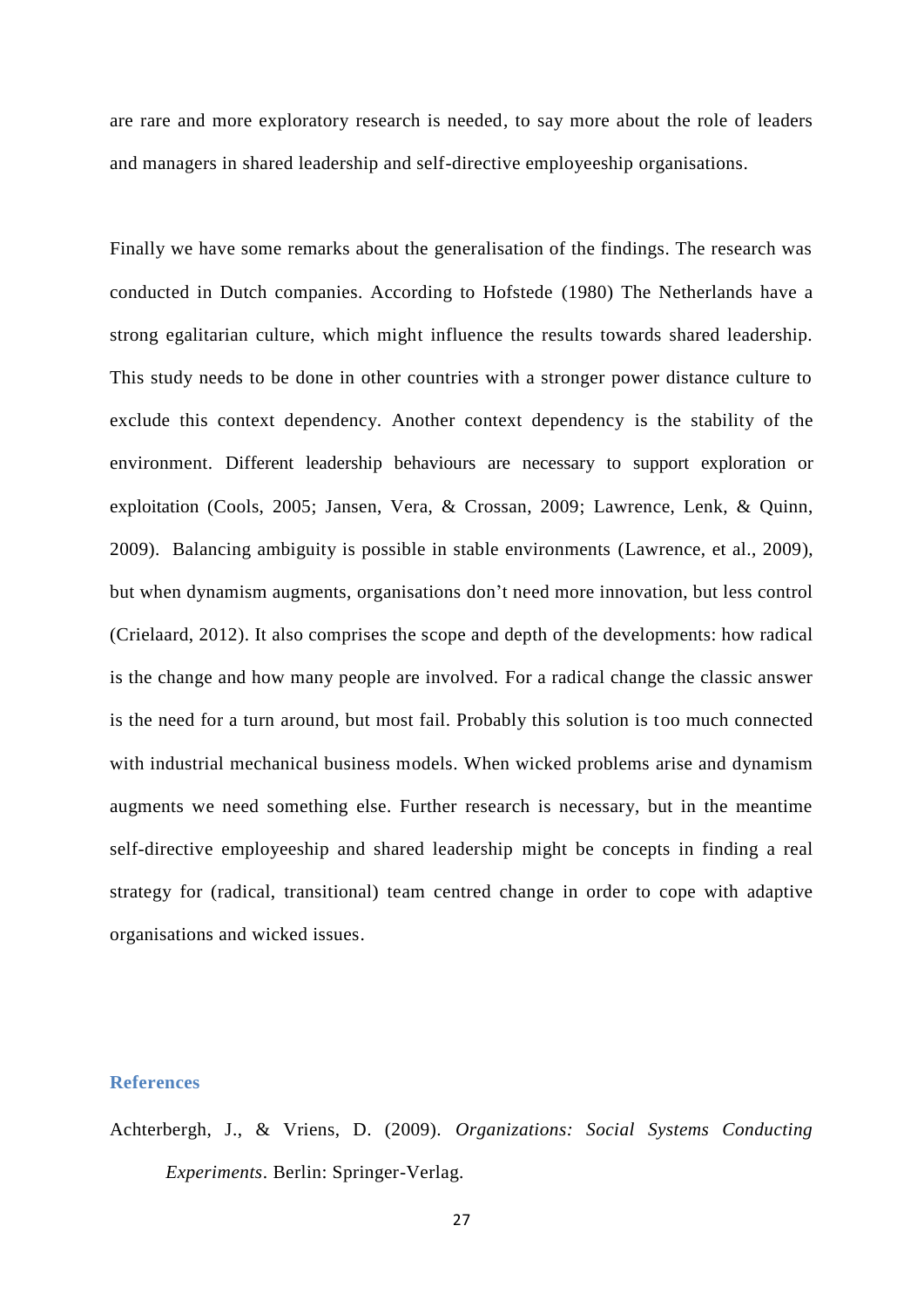are rare and more exploratory research is needed, to say more about the role of leaders and managers in shared leadership and self-directive employeeship organisations.

Finally we have some remarks about the generalisation of the findings. The research was conducted in Dutch companies. According to Hofstede (1980) The Netherlands have a strong egalitarian culture, which might influence the results towards shared leadership. This study needs to be done in other countries with a stronger power distance culture to exclude this context dependency. Another context dependency is the stability of the environment. Different leadership behaviours are necessary to support exploration or exploitation (Cools, 2005; Jansen, Vera, & Crossan, 2009; Lawrence, Lenk, & Quinn, 2009). Balancing ambiguity is possible in stable environments (Lawrence, et al., 2009), but when dynamism augments, organisations don't need more innovation, but less control (Crielaard, 2012). It also comprises the scope and depth of the developments: how radical is the change and how many people are involved. For a radical change the classic answer is the need for a turn around, but most fail. Probably this solution is too much connected with industrial mechanical business models. When wicked problems arise and dynamism augments we need something else. Further research is necessary, but in the meantime self-directive employeeship and shared leadership might be concepts in finding a real strategy for (radical, transitional) team centred change in order to cope with adaptive organisations and wicked issues.

## References

Achterbergh, J., & Vriens, D. (2009). *Organizations: Social Systems Conducting Experiments*. Berlin: Springer-Verlag.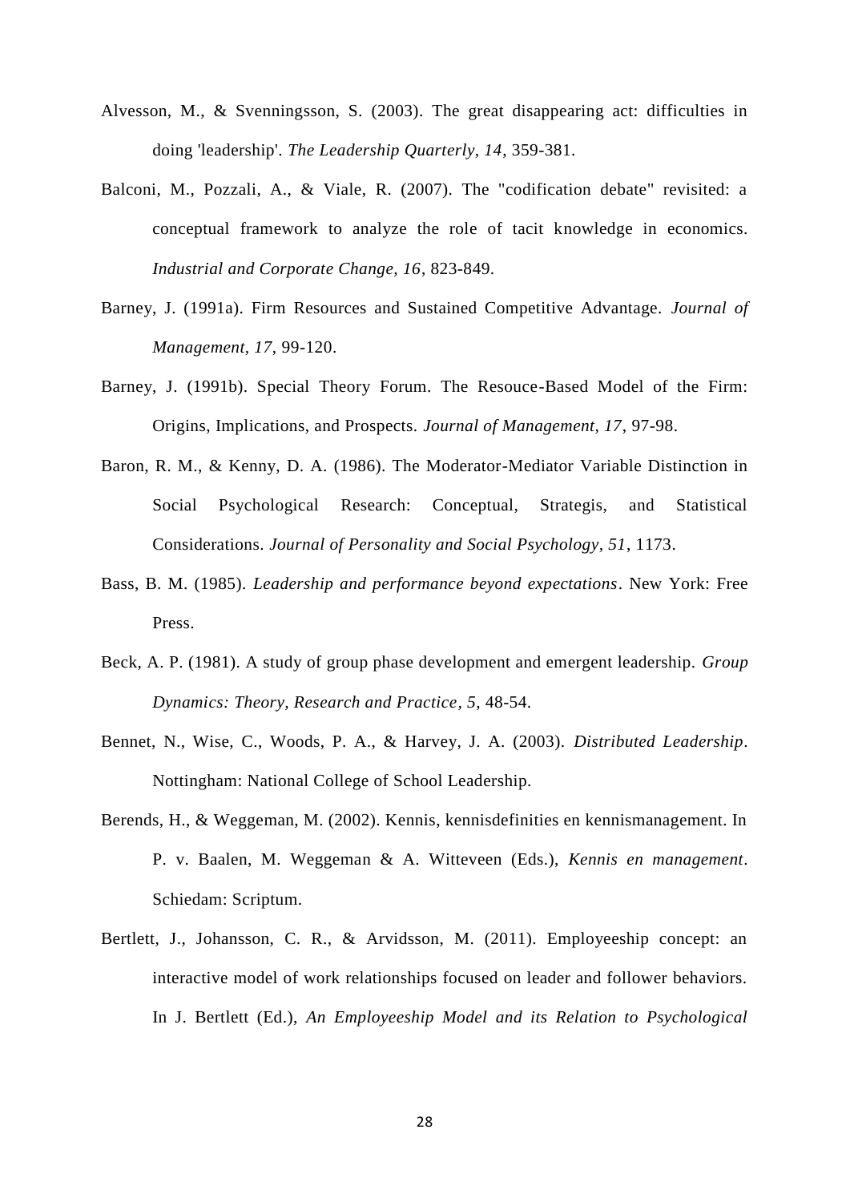Alvesson, M., & Svenningsson, S. (2003). The great disappearing act: difficulties in doing 'leadership'. *The Leadership Quarterly, 14*, 359-381.

Balconi, M., Pozzali, A., & Viale, R. (2007). The "codification debate" revisited: a conceptual framework to analyze the role of tacit knowledge in economics. *Industrial and Corporate Change, 16*, 823-849.

Barney, J. (1991a). Firm Resources and Sustained Competitive Advantage. *Journal of Management, 17*, 99-120.

Barney, J. (1991b). Special Theory Forum. The Resouce-Based Model of the Firm: Origins, Implications, and Prospects. *Journal of Management, 17*, 97-98.

Baron, R. M., & Kenny, D. A. (1986). The Moderator-Mediator Variable Distinction in Social Psychological Research: Conceptual, Strategis, and Statistical Considerations. *Journal of Personality and Social Psychology, 51*, 1173.

Bass, B. M. (1985). *Leadership and performance beyond expectations*. New York: Free Press.

Beck, A. P. (1981). A study of group phase development and emergent leadership. *Group Dynamics: Theory, Research and Practice, 5*, 48-54.

Bennet, N., Wise, C., Woods, P. A., & Harvey, J. A. (2003). *Distributed Leadership*. Nottingham: National College of School Leadership.

Berends, H., & Weggeman, M. (2002). Kennis, kennisdefinities en kennismanagement. In P. v. Baalen, M. Weggeman & A. Witteveen (Eds.), *Kennis en management*. Schiedam: Scriptum.

Bertlett, J., Johansson, C. R., & Arvidsson, M. (2011). Employeeship concept: an interactive model of work relationships focused on leader and follower behaviors. In J. Bertlett (Ed.), *An Employeeship Model and its Relation to Psychological*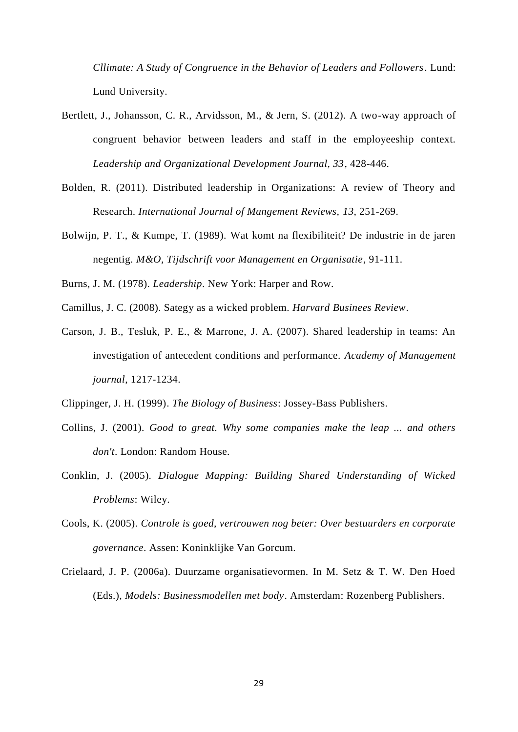*Cllimate: A Study of Congruence in the Behavior of Leaders and Followers*. Lund: Lund University.

Bertlett, J., Johansson, C. R., Arvidsson, M., & Jern, S. (2012). A two-way approach of congruent behavior between leaders and staff in the employeeship context. *Leadership and Organizational Development Journal, 33*, 428-446.

Bolden, R. (2011). Distributed leadership in Organizations: A review of Theory and Research. *International Journal of Mangement Reviews, 13*, 251-269.

Bolwijn, P. T., & Kumpe, T. (1989). Wat komt na flexibiliteit? De industrie in de jaren negentig. *M&O, Tijdschrift voor Management en Organisatie*, 91-111.

Burns, J. M. (1978). *Leadership*. New York: Harper and Row.

Camillus, J. C. (2008). Sategy as a wicked problem. *Harvard Businees Review*.

Carson, J. B., Tesluk, P. E., & Marrone, J. A. (2007). Shared leadership in teams: An investigation of antecedent conditions and performance. *Academy of Management journal*, 1217-1234.

Clippinger, J. H. (1999). *The Biology of Business*: Jossey-Bass Publishers.

Collins, J. (2001). *Good to great. Why some companies make the leap ... and others don't*. London: Random House.

Conklin, J. (2005). *Dialogue Mapping: Building Shared Understanding of Wicked Problems*: Wiley.

Cools, K. (2005). *Controle is goed, vertrouwen nog beter: Over bestuurders en corporate governance*. Assen: Koninklijke Van Gorcum.

Crielaard, J. P. (2006a). Duurzame organisatievormen. In M. Setz & T. W. Den Hoed (Eds.), *Models: Businessmodellen met body*. Amsterdam: Rozenberg Publishers.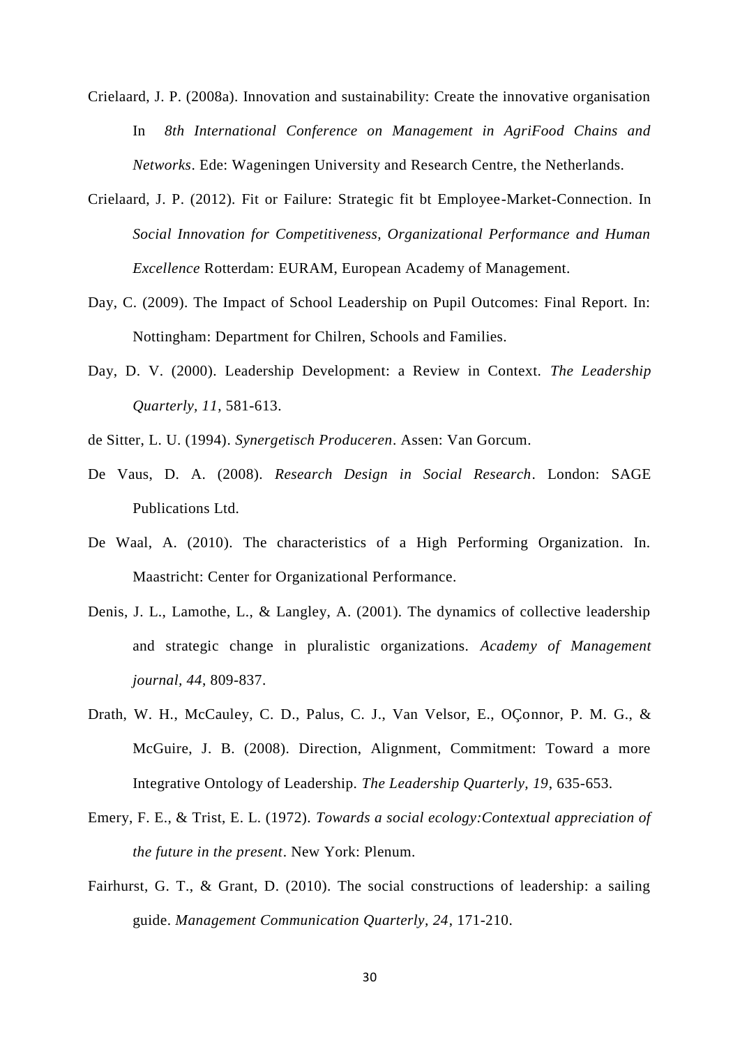Crielaard, J. P. (2008a). Innovation and sustainability: Create the innovative organisation In *8th International Conference on Management in AgriFood Chains and Networks*. Ede: Wageningen University and Research Centre, the Netherlands.

Crielaard, J. P. (2012). Fit or Failure: Strategic fit bt Employee-Market-Connection. In *Social Innovation for Competitiveness, Organizational Performance and Human Excellence* Rotterdam: EURAM, European Academy of Management.

Day, C. (2009). The Impact of School Leadership on Pupil Outcomes: Final Report. In: Nottingham: Department for Chilren, Schools and Families.

Day, D. V. (2000). Leadership Development: a Review in Context. *The Leadership Quarterly, 11*, 581-613.

de Sitter, L. U. (1994). *Synergetisch Produceren*. Assen: Van Gorcum.

De Vaus, D. A. (2008). *Research Design in Social Research*. London: SAGE Publications Ltd.

De Waal, A. (2010). The characteristics of a High Performing Organization. In. Maastricht: Center for Organizational Performance.

Denis, J. L., Lamothe, L., & Langley, A. (2001). The dynamics of collective leadership and strategic change in pluralistic organizations. *Academy of Management journal, 44*, 809-837.

Drath, W. H., McCauley, C. D., Palus, C. J., Van Velsor, E., OÇonnor, P. M. G., & McGuire, J. B. (2008). Direction, Alignment, Commitment: Toward a more Integrative Ontology of Leadership. *The Leadership Quarterly, 19*, 635-653.

Emery, F. E., & Trist, E. L. (1972). *Towards a social ecology:Contextual appreciation of the future in the present*. New York: Plenum.

Fairhurst, G. T., & Grant, D. (2010). The social constructions of leadership: a sailing guide. *Management Communication Quarterly, 24*, 171-210.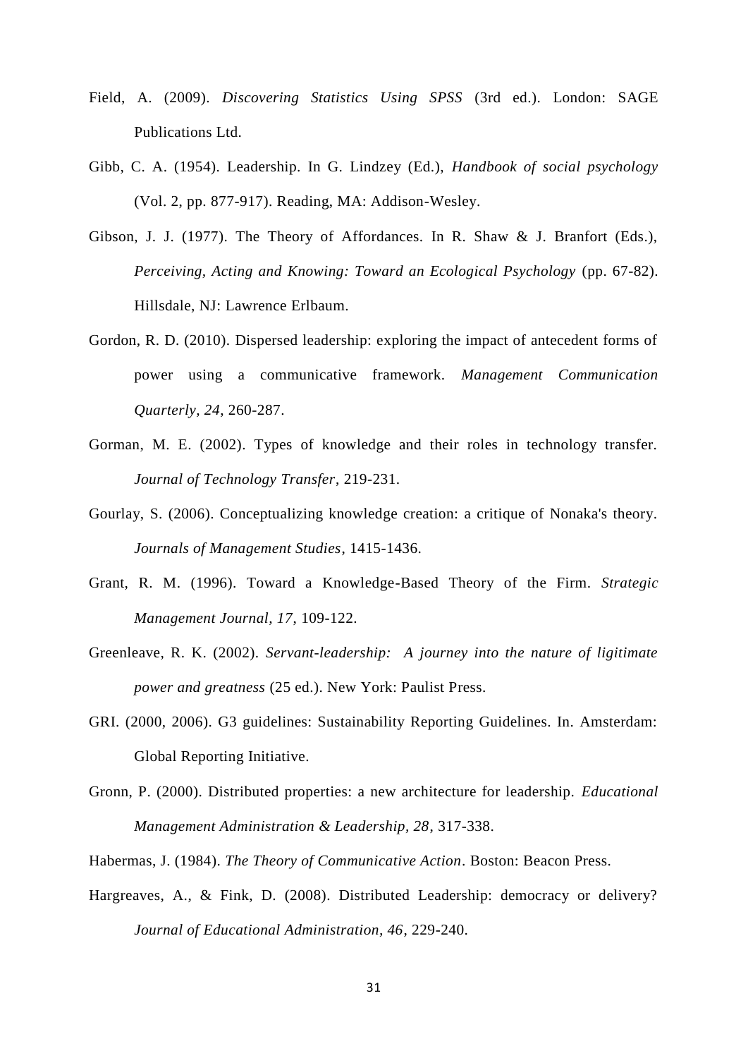Field, A. (2009). *Discovering Statistics Using SPSS* (3rd ed.). London: SAGE Publications Ltd.

Gibb, C. A. (1954). Leadership. In G. Lindzey (Ed.), *Handbook of social psychology* (Vol. 2, pp. 877-917). Reading, MA: Addison-Wesley.

Gibson, J. J. (1977). The Theory of Affordances. In R. Shaw & J. Branfort (Eds.), *Perceiving, Acting and Knowing: Toward an Ecological Psychology* (pp. 67-82). Hillsdale, NJ: Lawrence Erlbaum.

Gordon, R. D. (2010). Dispersed leadership: exploring the impact of antecedent forms of power using a communicative framework. *Management Communication Quarterly, 24*, 260-287.

Gorman, M. E. (2002). Types of knowledge and their roles in technology transfer. *Journal of Technology Transfer*, 219-231.

Gourlay, S. (2006). Conceptualizing knowledge creation: a critique of Nonaka's theory. *Journals of Management Studies*, 1415-1436.

Grant, R. M. (1996). Toward a Knowledge-Based Theory of the Firm. *Strategic Management Journal, 17*, 109-122.

Greenleave, R. K. (2002). *Servant-leadership: A journey into the nature of ligitimate power and greatness* (25 ed.). New York: Paulist Press.

GRI. (2000, 2006). G3 guidelines: Sustainability Reporting Guidelines. In. Amsterdam: Global Reporting Initiative.

Gronn, P. (2000). Distributed properties: a new architecture for leadership. *Educational Management Administration & Leadership, 28*, 317-338.

Habermas, J. (1984). *The Theory of Communicative Action*. Boston: Beacon Press.

Hargreaves, A., & Fink, D. (2008). Distributed Leadership: democracy or delivery? *Journal of Educational Administration, 46*, 229-240.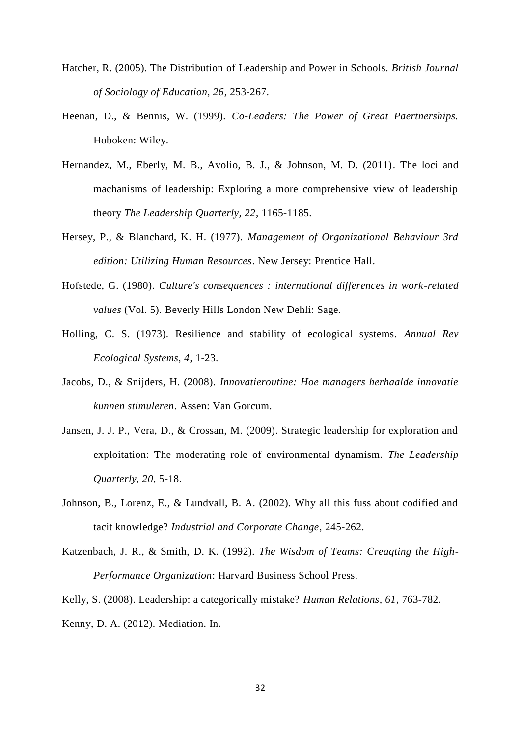Hatcher, R. (2005). The Distribution of Leadership and Power in Schools. *British Journal of Sociology of Education, 26*, 253-267.

Heenan, D., & Bennis, W. (1999). *Co-Leaders: The Power of Great Paertnerships.* Hoboken: Wiley.

Hernandez, M., Eberly, M. B., Avolio, B. J., & Johnson, M. D. (2011). The loci and machanisms of leadership: Exploring a more comprehensive view of leadership theory *The Leadership Quarterly, 22*, 1165-1185.

Hersey, P., & Blanchard, K. H. (1977). *Management of Organizational Behaviour 3rd edition: Utilizing Human Resources*. New Jersey: Prentice Hall.

Hofstede, G. (1980). *Culture's consequences : international differences in work-related values* (Vol. 5). Beverly Hills London New Dehli: Sage.

Holling, C. S. (1973). Resilience and stability of ecological systems. *Annual Rev Ecological Systems, 4*, 1-23.

Jacobs, D., & Snijders, H. (2008). *Innovatieroutine: Hoe managers herhaalde innovatie kunnen stimuleren*. Assen: Van Gorcum.

Jansen, J. J. P., Vera, D., & Crossan, M. (2009). Strategic leadership for exploration and exploitation: The moderating role of environmental dynamism. *The Leadership Quarterly, 20*, 5-18.

Johnson, B., Lorenz, E., & Lundvall, B. A. (2002). Why all this fuss about codified and tacit knowledge? *Industrial and Corporate Change*, 245-262.

Katzenbach, J. R., & Smith, D. K. (1992). *The Wisdom of Teams: Creaqting the High-Performance Organization*: Harvard Business School Press.

Kelly, S. (2008). Leadership: a categorically mistake? *Human Relations, 61*, 763-782.

Kenny, D. A. (2012). Mediation. In.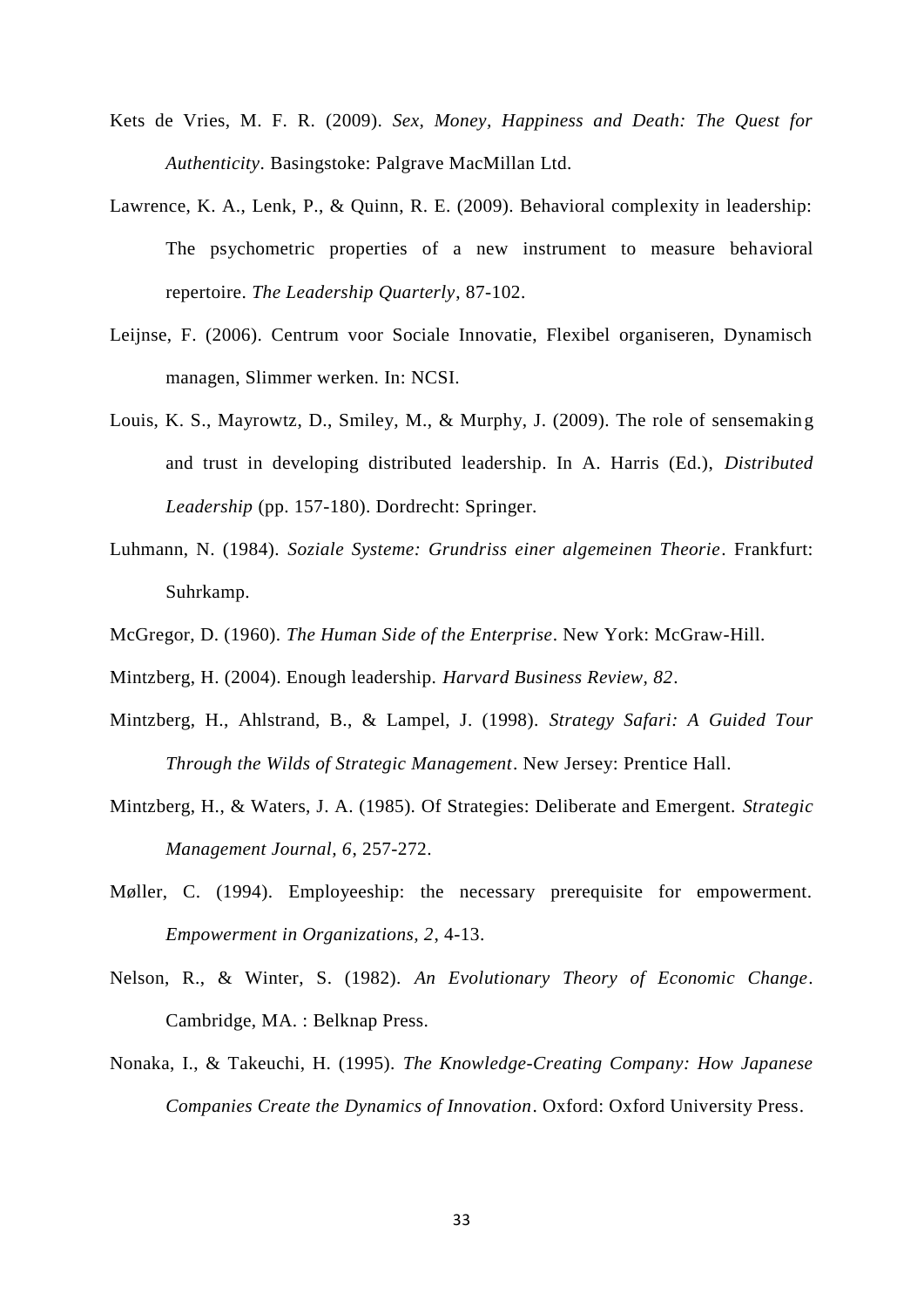Kets de Vries, M. F. R. (2009). *Sex, Money, Happiness and Death: The Quest for Authenticity*. Basingstoke: Palgrave MacMillan Ltd.

Lawrence, K. A., Lenk, P., & Quinn, R. E. (2009). Behavioral complexity in leadership: The psychometric properties of a new instrument to measure behavioral repertoire. *The Leadership Quarterly*, 87-102.

Leijnse, F. (2006). Centrum voor Sociale Innovatie, Flexibel organiseren, Dynamisch managen, Slimmer werken. In: NCSI.

Louis, K. S., Mayrowtz, D., Smiley, M., & Murphy, J. (2009). The role of sensemaking and trust in developing distributed leadership. In A. Harris (Ed.), *Distributed Leadership* (pp. 157-180). Dordrecht: Springer.

Luhmann, N. (1984). *Soziale Systeme: Grundriss einer algemeinen Theorie*. Frankfurt: Suhrkamp.

McGregor, D. (1960). *The Human Side of the Enterprise*. New York: McGraw-Hill.

Mintzberg, H. (2004). Enough leadership. *Harvard Business Review, 82*.

Mintzberg, H., Ahlstrand, B., & Lampel, J. (1998). *Strategy Safari: A Guided Tour Through the Wilds of Strategic Management*. New Jersey: Prentice Hall.

Mintzberg, H., & Waters, J. A. (1985). Of Strategies: Deliberate and Emergent. *Strategic Management Journal, 6*, 257-272.

Møller, C. (1994). Employeeship: the necessary prerequisite for empowerment. *Empowerment in Organizations, 2*, 4-13.

Nelson, R., & Winter, S. (1982). *An Evolutionary Theory of Economic Change*. Cambridge, MA. : Belknap Press.

Nonaka, I., & Takeuchi, H. (1995). *The Knowledge-Creating Company: How Japanese Companies Create the Dynamics of Innovation*. Oxford: Oxford University Press.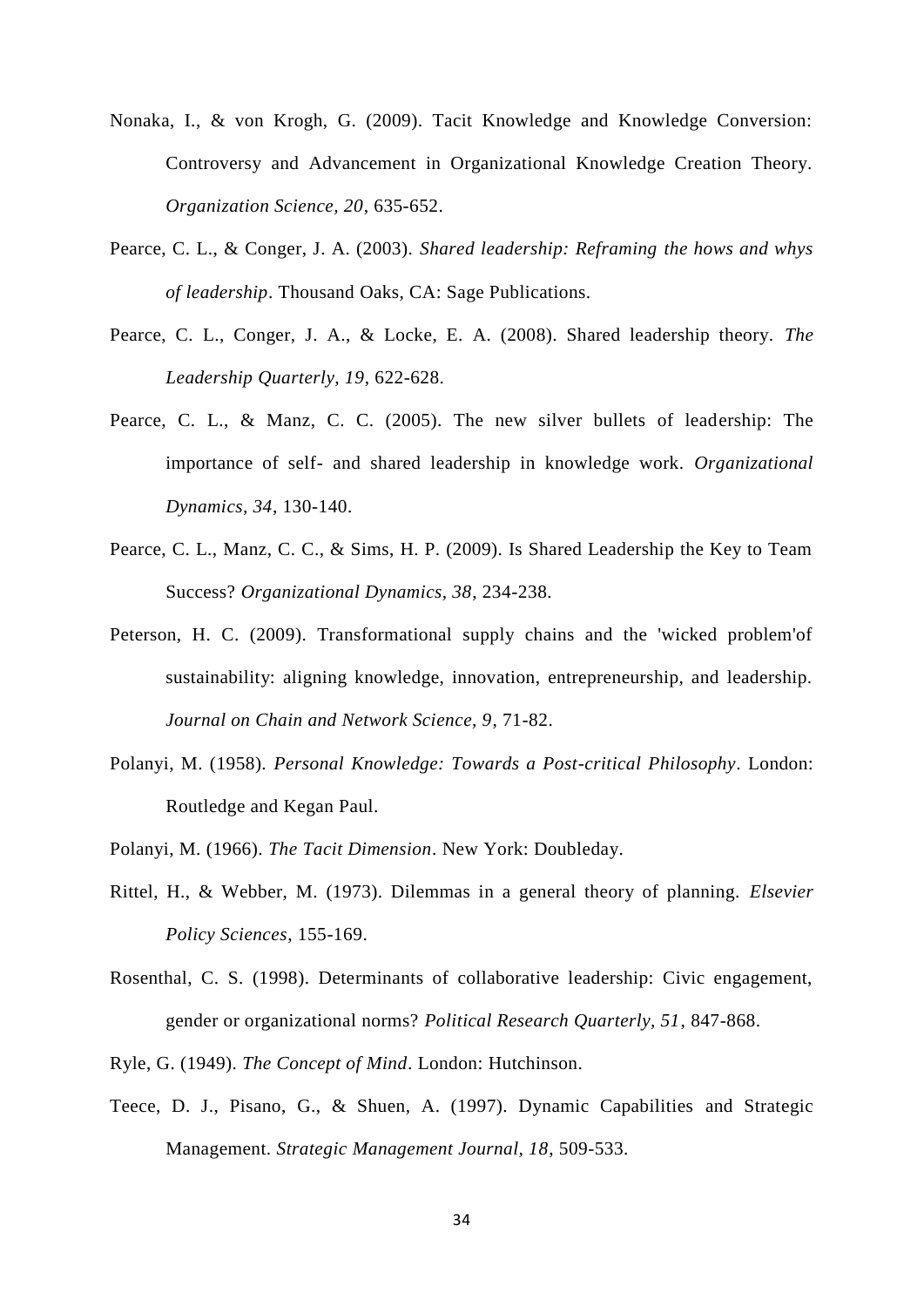Nonaka, I., & von Krogh, G. (2009). Tacit Knowledge and Knowledge Conversion: Controversy and Advancement in Organizational Knowledge Creation Theory. *Organization Science, 20*, 635-652.

Pearce, C. L., & Conger, J. A. (2003). *Shared leadership: Reframing the hows and whys of leadership*. Thousand Oaks, CA: Sage Publications.

Pearce, C. L., Conger, J. A., & Locke, E. A. (2008). Shared leadership theory. *The Leadership Quarterly, 19*, 622-628.

Pearce, C. L., & Manz, C. C. (2005). The new silver bullets of leadership: The importance of self- and shared leadership in knowledge work. *Organizational Dynamics, 34*, 130-140.

Pearce, C. L., Manz, C. C., & Sims, H. P. (2009). Is Shared Leadership the Key to Team Success? *Organizational Dynamics, 38*, 234-238.

Peterson, H. C. (2009). Transformational supply chains and the 'wicked problem'of sustainability: aligning knowledge, innovation, entrepreneurship, and leadership. *Journal on Chain and Network Science, 9*, 71-82.

Polanyi, M. (1958). *Personal Knowledge: Towards a Post-critical Philosophy*. London: Routledge and Kegan Paul.

Polanyi, M. (1966). *The Tacit Dimension*. New York: Doubleday.

Rittel, H., & Webber, M. (1973). Dilemmas in a general theory of planning. *Elsevier Policy Sciences*, 155-169.

Rosenthal, C. S. (1998). Determinants of collaborative leadership: Civic engagement, gender or organizational norms? *Political Research Quarterly, 51*, 847-868.

Ryle, G. (1949). *The Concept of Mind*. London: Hutchinson.

Teece, D. J., Pisano, G., & Shuen, A. (1997). Dynamic Capabilities and Strategic Management. *Strategic Management Journal, 18*, 509-533.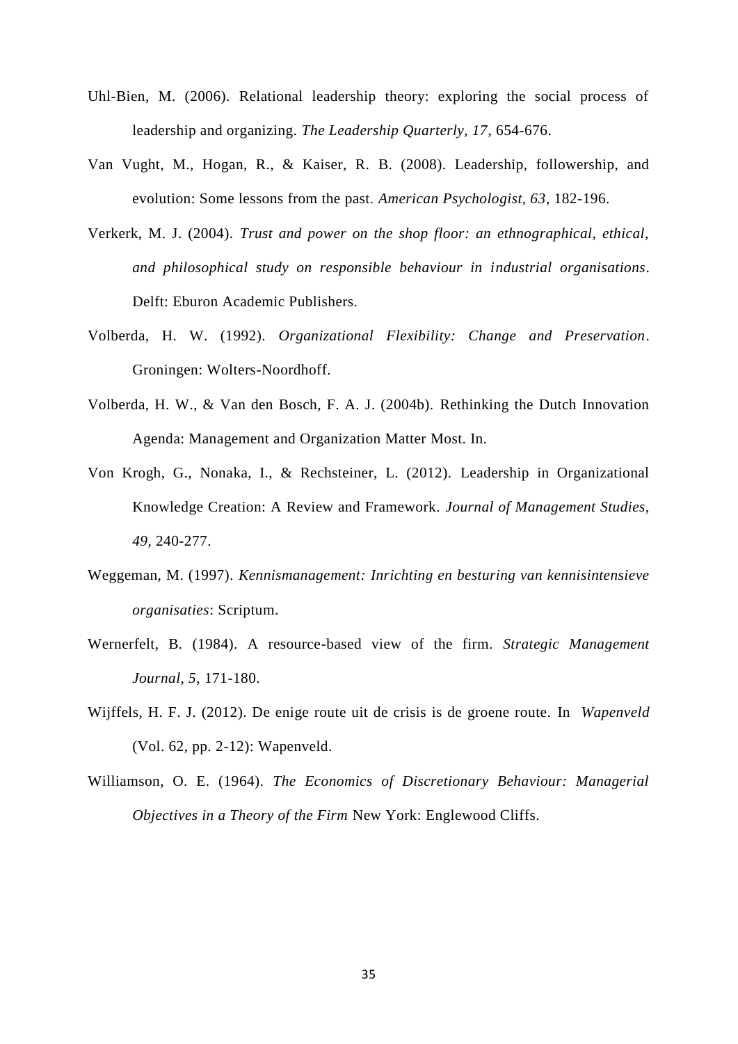Uhl-Bien, M. (2006). Relational leadership theory: exploring the social process of leadership and organizing. *The Leadership Quarterly, 17*, 654-676.

Van Vught, M., Hogan, R., & Kaiser, R. B. (2008). Leadership, followership, and evolution: Some lessons from the past. *American Psychologist, 63*, 182-196.

Verkerk, M. J. (2004). *Trust and power on the shop floor: an ethnographical, ethical, and philosophical study on responsible behaviour in industrial organisations*. Delft: Eburon Academic Publishers.

Volberda, H. W. (1992). *Organizational Flexibility: Change and Preservation*. Groningen: Wolters-Noordhoff.

Volberda, H. W., & Van den Bosch, F. A. J. (2004b). Rethinking the Dutch Innovation Agenda: Management and Organization Matter Most. In.

Von Krogh, G., Nonaka, I., & Rechsteiner, L. (2012). Leadership in Organizational Knowledge Creation: A Review and Framework. *Journal of Management Studies, 49*, 240-277.

Weggeman, M. (1997). *Kennismanagement: Inrichting en besturing van kennisintensieve organisaties*: Scriptum.

Wernerfelt, B. (1984). A resource-based view of the firm. *Strategic Management Journal, 5*, 171-180.

Wijffels, H. F. J. (2012). De enige route uit de crisis is de groene route. In *Wapenveld* (Vol. 62, pp. 2-12): Wapenveld.

Williamson, O. E. (1964). *The Economics of Discretionary Behaviour: Managerial Objectives in a Theory of the Firm* New York: Englewood Cliffs.